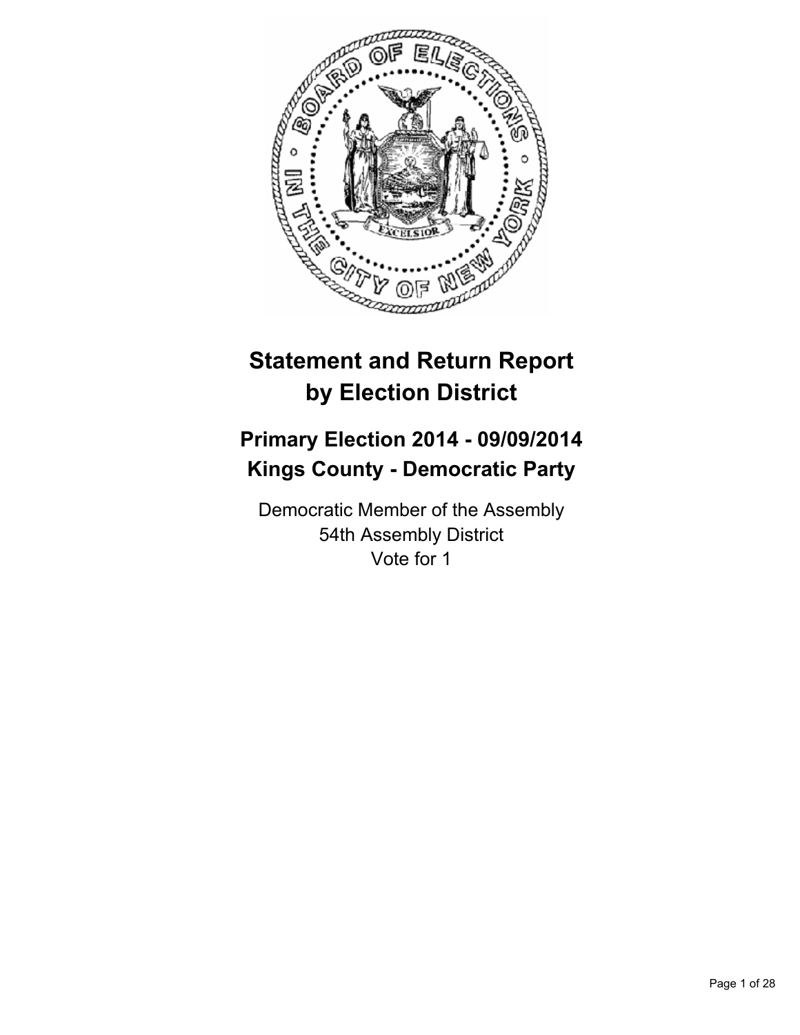# Statement and Return Report by Election District

## Primary Election 2014 - 09/09/2014
## Kings County - Democratic Party

Democratic Member of the Assembly
54th Assembly District
Vote for 1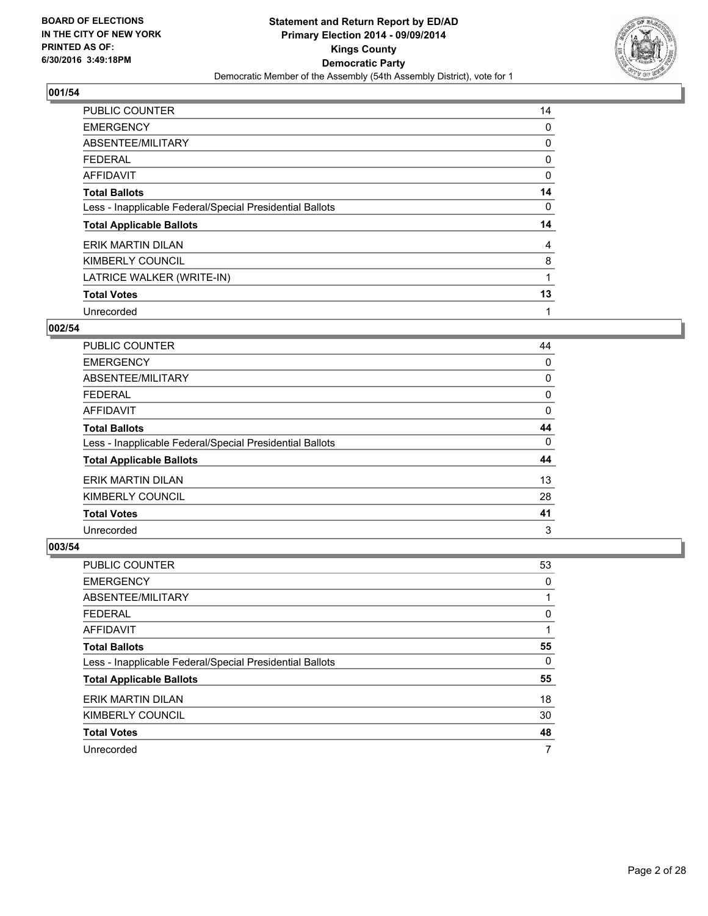**BOARD OF ELECTIONS IN THE CITY OF NEW YORK**
**PRINTED AS OF: 6/30/2016 3:49:18PM**

**Statement and Return Report by ED/AD**
**Primary Election 2014 - 09/09/2014**
**Kings County**
**Democratic Party**
Democratic Member of the Assembly (54th Assembly District), vote for 1

### 001/54

| | |
|---|---|
| PUBLIC COUNTER | 14 |
| EMERGENCY | 0 |
| ABSENTEE/MILITARY | 0 |
| FEDERAL | 0 |
| AFFIDAVIT | 0 |
| **Total Ballots** | **14** |
| Less - Inapplicable Federal/Special Presidential Ballots | 0 |
| **Total Applicable Ballots** | **14** |
| ERIK MARTIN DILAN | 4 |
| KIMBERLY COUNCIL | 8 |
| LATRICE WALKER (WRITE-IN) | 1 |
| **Total Votes** | **13** |
| Unrecorded | 1 |

### 002/54

| | |
|---|---|
| PUBLIC COUNTER | 44 |
| EMERGENCY | 0 |
| ABSENTEE/MILITARY | 0 |
| FEDERAL | 0 |
| AFFIDAVIT | 0 |
| **Total Ballots** | **44** |
| Less - Inapplicable Federal/Special Presidential Ballots | 0 |
| **Total Applicable Ballots** | **44** |
| ERIK MARTIN DILAN | 13 |
| KIMBERLY COUNCIL | 28 |
| **Total Votes** | **41** |
| Unrecorded | 3 |

### 003/54

| | |
|---|---|
| PUBLIC COUNTER | 53 |
| EMERGENCY | 0 |
| ABSENTEE/MILITARY | 1 |
| FEDERAL | 0 |
| AFFIDAVIT | 1 |
| **Total Ballots** | **55** |
| Less - Inapplicable Federal/Special Presidential Ballots | 0 |
| **Total Applicable Ballots** | **55** |
| ERIK MARTIN DILAN | 18 |
| KIMBERLY COUNCIL | 30 |
| **Total Votes** | **48** |
| Unrecorded | 7 |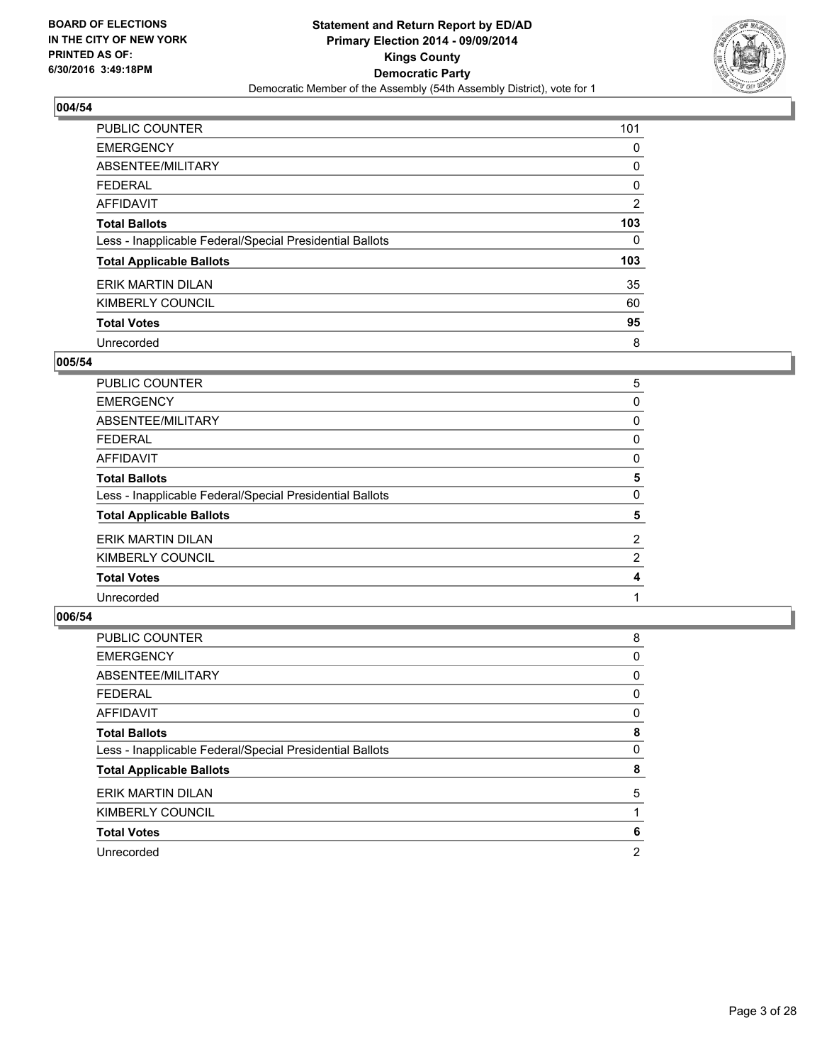## 004/54

| | |
|---|---|
| PUBLIC COUNTER | 101 |
| EMERGENCY | 0 |
| ABSENTEE/MILITARY | 0 |
| FEDERAL | 0 |
| AFFIDAVIT | 2 |
| **Total Ballots** | **103** |
| Less - Inapplicable Federal/Special Presidential Ballots | 0 |
| **Total Applicable Ballots** | **103** |
| ERIK MARTIN DILAN | 35 |
| KIMBERLY COUNCIL | 60 |
| **Total Votes** | **95** |
| Unrecorded | 8 |

## 005/54

| | |
|---|---|
| PUBLIC COUNTER | 5 |
| EMERGENCY | 0 |
| ABSENTEE/MILITARY | 0 |
| FEDERAL | 0 |
| AFFIDAVIT | 0 |
| **Total Ballots** | **5** |
| Less - Inapplicable Federal/Special Presidential Ballots | 0 |
| **Total Applicable Ballots** | **5** |
| ERIK MARTIN DILAN | 2 |
| KIMBERLY COUNCIL | 2 |
| **Total Votes** | **4** |
| Unrecorded | 1 |

## 006/54

| | |
|---|---|
| PUBLIC COUNTER | 8 |
| EMERGENCY | 0 |
| ABSENTEE/MILITARY | 0 |
| FEDERAL | 0 |
| AFFIDAVIT | 0 |
| **Total Ballots** | **8** |
| Less - Inapplicable Federal/Special Presidential Ballots | 0 |
| **Total Applicable Ballots** | **8** |
| ERIK MARTIN DILAN | 5 |
| KIMBERLY COUNCIL | 1 |
| **Total Votes** | **6** |
| Unrecorded | 2 |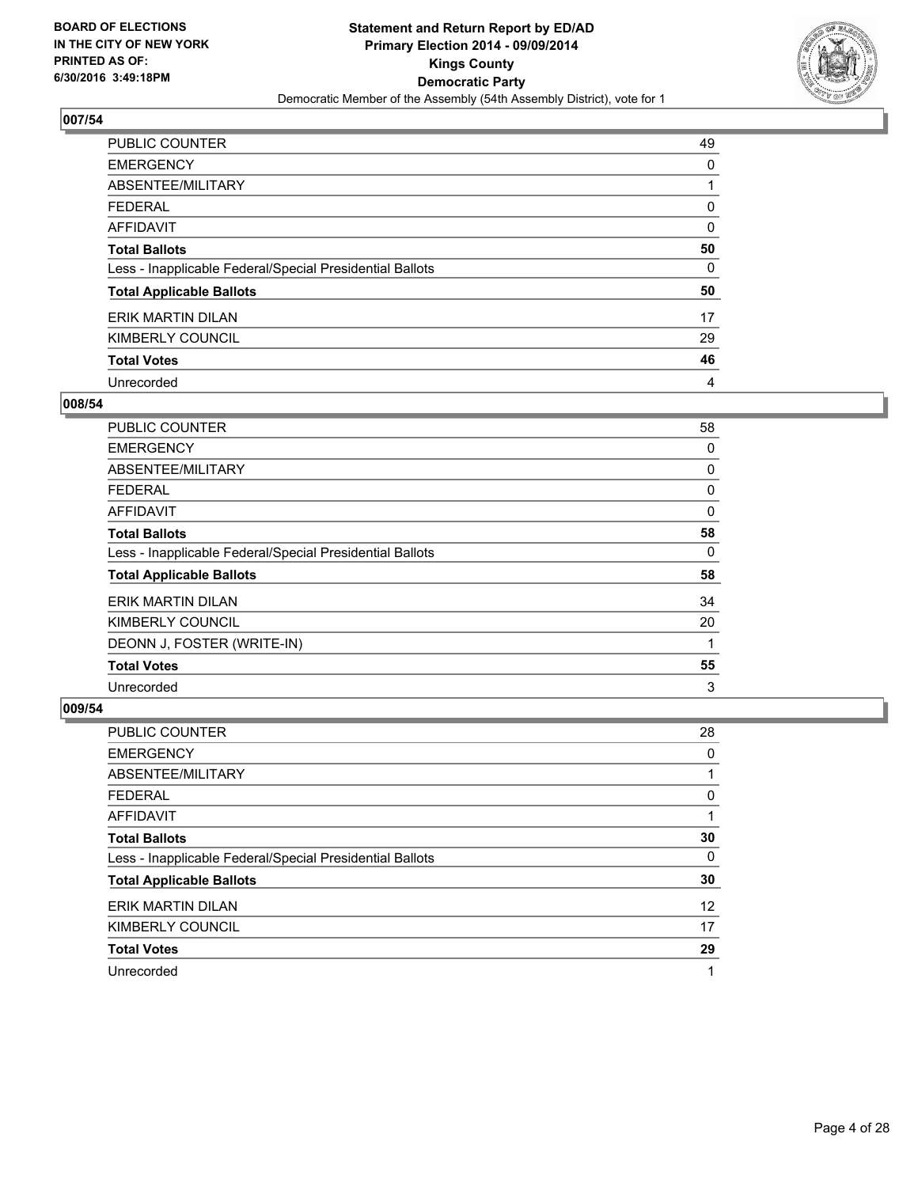BOARD OF ELECTIONS
IN THE CITY OF NEW YORK
PRINTED AS OF:
6/30/2016 3:49:18PM

**Statement and Return Report by ED/AD**
**Primary Election 2014 - 09/09/2014**
**Kings County**
**Democratic Party**
Democratic Member of the Assembly (54th Assembly District), vote for 1

## 007/54

| | |
|---|---|
| PUBLIC COUNTER | 49 |
| EMERGENCY | 0 |
| ABSENTEE/MILITARY | 1 |
| FEDERAL | 0 |
| AFFIDAVIT | 0 |
| **Total Ballots** | **50** |
| Less - Inapplicable Federal/Special Presidential Ballots | 0 |
| **Total Applicable Ballots** | **50** |
| ERIK MARTIN DILAN | 17 |
| KIMBERLY COUNCIL | 29 |
| **Total Votes** | **46** |
| Unrecorded | 4 |

## 008/54

| | |
|---|---|
| PUBLIC COUNTER | 58 |
| EMERGENCY | 0 |
| ABSENTEE/MILITARY | 0 |
| FEDERAL | 0 |
| AFFIDAVIT | 0 |
| **Total Ballots** | **58** |
| Less - Inapplicable Federal/Special Presidential Ballots | 0 |
| **Total Applicable Ballots** | **58** |
| ERIK MARTIN DILAN | 34 |
| KIMBERLY COUNCIL | 20 |
| DEONN J, FOSTER (WRITE-IN) | 1 |
| **Total Votes** | **55** |
| Unrecorded | 3 |

## 009/54

| | |
|---|---|
| PUBLIC COUNTER | 28 |
| EMERGENCY | 0 |
| ABSENTEE/MILITARY | 1 |
| FEDERAL | 0 |
| AFFIDAVIT | 1 |
| **Total Ballots** | **30** |
| Less - Inapplicable Federal/Special Presidential Ballots | 0 |
| **Total Applicable Ballots** | **30** |
| ERIK MARTIN DILAN | 12 |
| KIMBERLY COUNCIL | 17 |
| **Total Votes** | **29** |
| Unrecorded | 1 |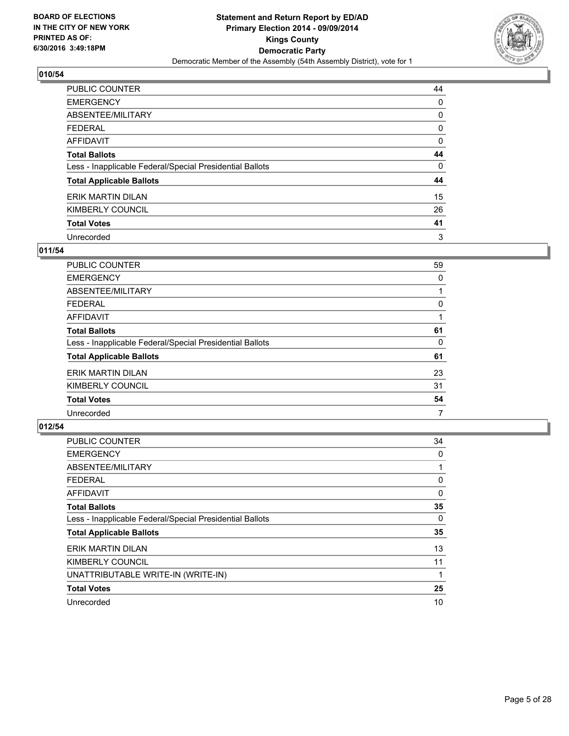BOARD OF ELECTIONS
IN THE CITY OF NEW YORK
PRINTED AS OF:
6/30/2016 3:49:18PM

**Statement and Return Report by ED/AD**
**Primary Election 2014 - 09/09/2014**
**Kings County**
**Democratic Party**
Democratic Member of the Assembly (54th Assembly District), vote for 1

## 010/54

| | |
|---|---|
| PUBLIC COUNTER | 44 |
| EMERGENCY | 0 |
| ABSENTEE/MILITARY | 0 |
| FEDERAL | 0 |
| AFFIDAVIT | 0 |
| **Total Ballots** | **44** |
| Less - Inapplicable Federal/Special Presidential Ballots | 0 |
| **Total Applicable Ballots** | **44** |
| ERIK MARTIN DILAN | 15 |
| KIMBERLY COUNCIL | 26 |
| **Total Votes** | **41** |
| Unrecorded | 3 |

## 011/54

| | |
|---|---|
| PUBLIC COUNTER | 59 |
| EMERGENCY | 0 |
| ABSENTEE/MILITARY | 1 |
| FEDERAL | 0 |
| AFFIDAVIT | 1 |
| **Total Ballots** | **61** |
| Less - Inapplicable Federal/Special Presidential Ballots | 0 |
| **Total Applicable Ballots** | **61** |
| ERIK MARTIN DILAN | 23 |
| KIMBERLY COUNCIL | 31 |
| **Total Votes** | **54** |
| Unrecorded | 7 |

## 012/54

| | |
|---|---|
| PUBLIC COUNTER | 34 |
| EMERGENCY | 0 |
| ABSENTEE/MILITARY | 1 |
| FEDERAL | 0 |
| AFFIDAVIT | 0 |
| **Total Ballots** | **35** |
| Less - Inapplicable Federal/Special Presidential Ballots | 0 |
| **Total Applicable Ballots** | **35** |
| ERIK MARTIN DILAN | 13 |
| KIMBERLY COUNCIL | 11 |
| UNATTRIBUTABLE WRITE-IN (WRITE-IN) | 1 |
| **Total Votes** | **25** |
| Unrecorded | 10 |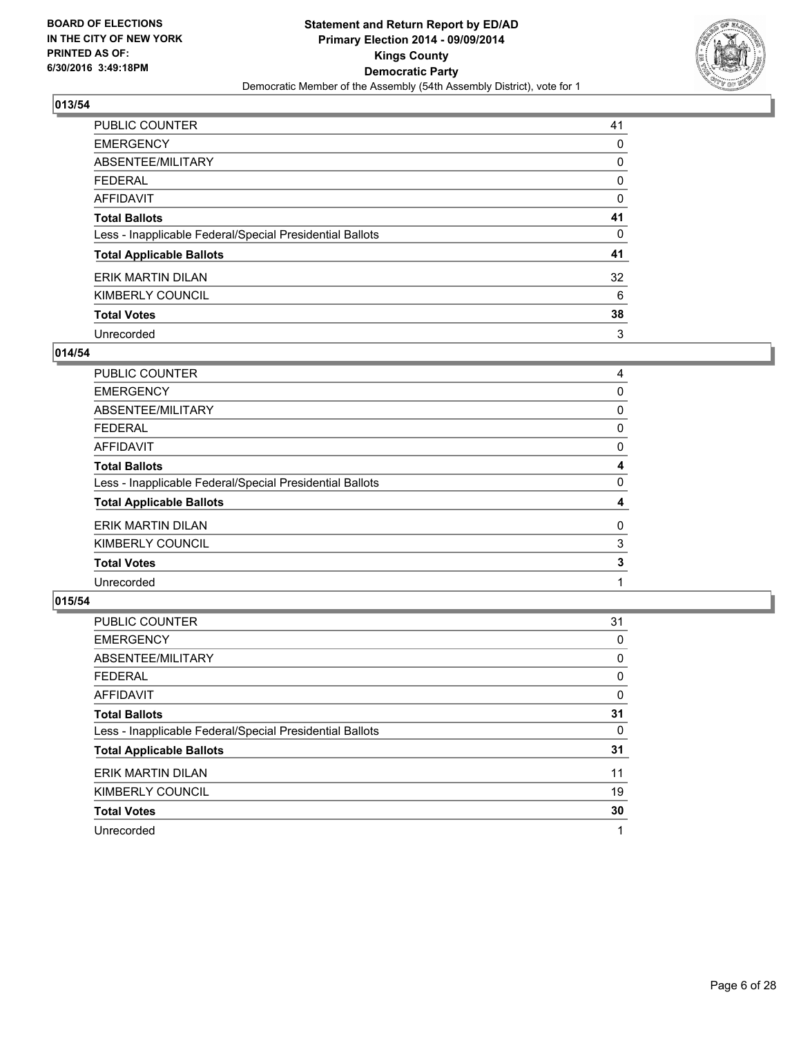BOARD OF ELECTIONS
IN THE CITY OF NEW YORK
PRINTED AS OF:
6/30/2016 3:49:18PM

**Statement and Return Report by ED/AD**
**Primary Election 2014 - 09/09/2014**
**Kings County**
**Democratic Party**
Democratic Member of the Assembly (54th Assembly District), vote for 1

## 013/54

| | |
|---|---|
| PUBLIC COUNTER | 41 |
| EMERGENCY | 0 |
| ABSENTEE/MILITARY | 0 |
| FEDERAL | 0 |
| AFFIDAVIT | 0 |
| **Total Ballots** | **41** |
| Less - Inapplicable Federal/Special Presidential Ballots | 0 |
| **Total Applicable Ballots** | **41** |
| ERIK MARTIN DILAN | 32 |
| KIMBERLY COUNCIL | 6 |
| **Total Votes** | **38** |
| Unrecorded | 3 |

## 014/54

| | |
|---|---|
| PUBLIC COUNTER | 4 |
| EMERGENCY | 0 |
| ABSENTEE/MILITARY | 0 |
| FEDERAL | 0 |
| AFFIDAVIT | 0 |
| **Total Ballots** | **4** |
| Less - Inapplicable Federal/Special Presidential Ballots | 0 |
| **Total Applicable Ballots** | **4** |
| ERIK MARTIN DILAN | 0 |
| KIMBERLY COUNCIL | 3 |
| **Total Votes** | **3** |
| Unrecorded | 1 |

## 015/54

| | |
|---|---|
| PUBLIC COUNTER | 31 |
| EMERGENCY | 0 |
| ABSENTEE/MILITARY | 0 |
| FEDERAL | 0 |
| AFFIDAVIT | 0 |
| **Total Ballots** | **31** |
| Less - Inapplicable Federal/Special Presidential Ballots | 0 |
| **Total Applicable Ballots** | **31** |
| ERIK MARTIN DILAN | 11 |
| KIMBERLY COUNCIL | 19 |
| **Total Votes** | **30** |
| Unrecorded | 1 |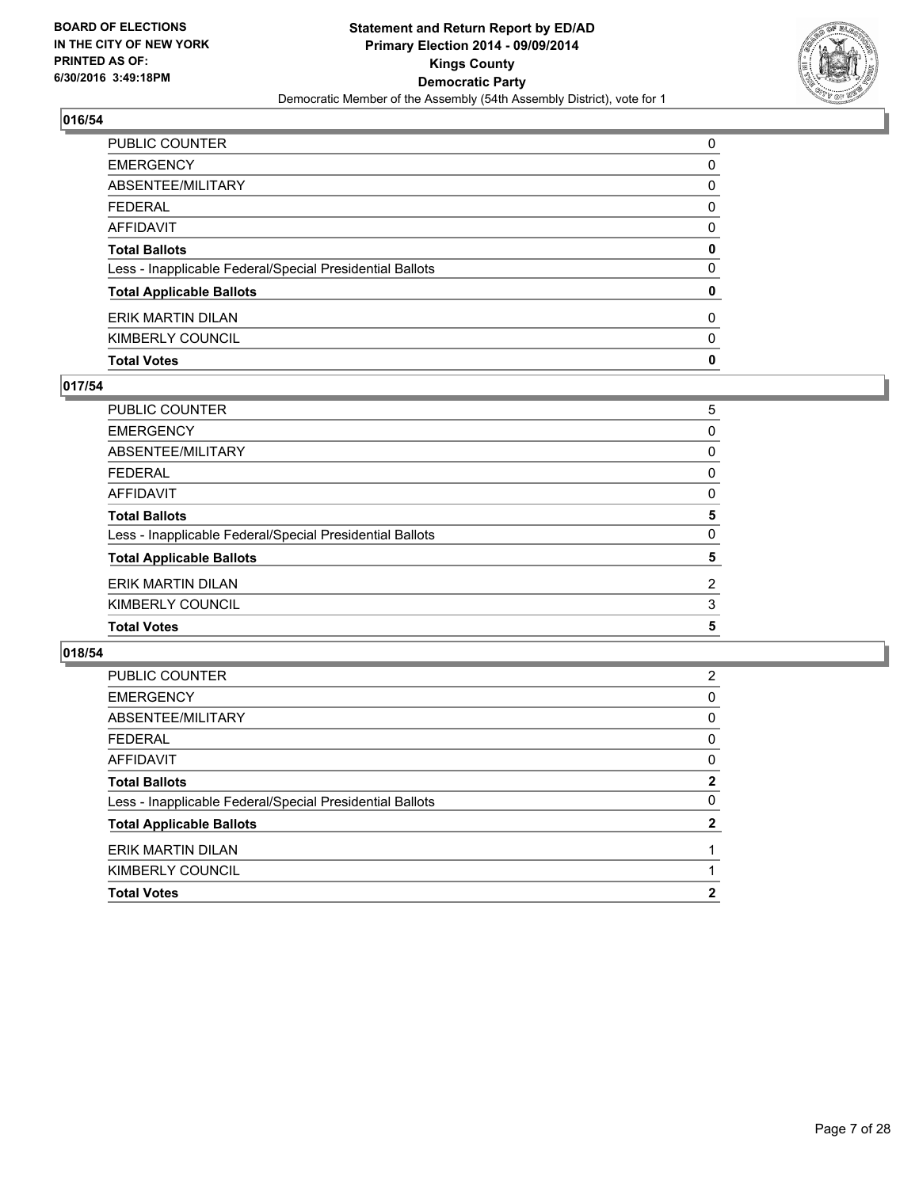## 016/54

| | |
|---|---|
| PUBLIC COUNTER | 0 |
| EMERGENCY | 0 |
| ABSENTEE/MILITARY | 0 |
| FEDERAL | 0 |
| AFFIDAVIT | 0 |
| **Total Ballots** | **0** |
| Less - Inapplicable Federal/Special Presidential Ballots | 0 |
| **Total Applicable Ballots** | **0** |
| ERIK MARTIN DILAN | 0 |
| KIMBERLY COUNCIL | 0 |
| **Total Votes** | **0** |

## 017/54

| | |
|---|---|
| PUBLIC COUNTER | 5 |
| EMERGENCY | 0 |
| ABSENTEE/MILITARY | 0 |
| FEDERAL | 0 |
| AFFIDAVIT | 0 |
| **Total Ballots** | **5** |
| Less - Inapplicable Federal/Special Presidential Ballots | 0 |
| **Total Applicable Ballots** | **5** |
| ERIK MARTIN DILAN | 2 |
| KIMBERLY COUNCIL | 3 |
| **Total Votes** | **5** |

## 018/54

| | |
|---|---|
| PUBLIC COUNTER | 2 |
| EMERGENCY | 0 |
| ABSENTEE/MILITARY | 0 |
| FEDERAL | 0 |
| AFFIDAVIT | 0 |
| **Total Ballots** | **2** |
| Less - Inapplicable Federal/Special Presidential Ballots | 0 |
| **Total Applicable Ballots** | **2** |
| ERIK MARTIN DILAN | 1 |
| KIMBERLY COUNCIL | 1 |
| **Total Votes** | **2** |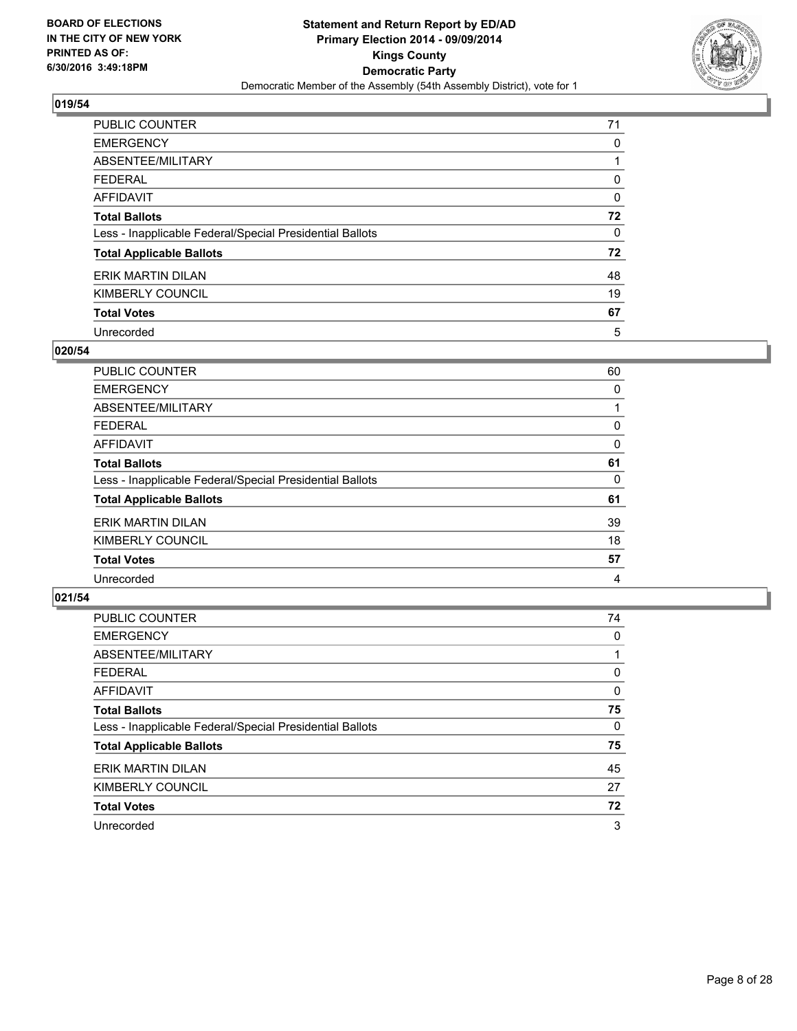BOARD OF ELECTIONS
IN THE CITY OF NEW YORK
PRINTED AS OF:
6/30/2016 3:49:18PM

**Statement and Return Report by ED/AD**
**Primary Election 2014 - 09/09/2014**
**Kings County**
**Democratic Party**
Democratic Member of the Assembly (54th Assembly District), vote for 1

## 019/54

| | |
|---|---|
| PUBLIC COUNTER | 71 |
| EMERGENCY | 0 |
| ABSENTEE/MILITARY | 1 |
| FEDERAL | 0 |
| AFFIDAVIT | 0 |
| **Total Ballots** | **72** |
| Less - Inapplicable Federal/Special Presidential Ballots | 0 |
| **Total Applicable Ballots** | **72** |
| ERIK MARTIN DILAN | 48 |
| KIMBERLY COUNCIL | 19 |
| **Total Votes** | **67** |
| Unrecorded | 5 |

## 020/54

| | |
|---|---|
| PUBLIC COUNTER | 60 |
| EMERGENCY | 0 |
| ABSENTEE/MILITARY | 1 |
| FEDERAL | 0 |
| AFFIDAVIT | 0 |
| **Total Ballots** | **61** |
| Less - Inapplicable Federal/Special Presidential Ballots | 0 |
| **Total Applicable Ballots** | **61** |
| ERIK MARTIN DILAN | 39 |
| KIMBERLY COUNCIL | 18 |
| **Total Votes** | **57** |
| Unrecorded | 4 |

## 021/54

| | |
|---|---|
| PUBLIC COUNTER | 74 |
| EMERGENCY | 0 |
| ABSENTEE/MILITARY | 1 |
| FEDERAL | 0 |
| AFFIDAVIT | 0 |
| **Total Ballots** | **75** |
| Less - Inapplicable Federal/Special Presidential Ballots | 0 |
| **Total Applicable Ballots** | **75** |
| ERIK MARTIN DILAN | 45 |
| KIMBERLY COUNCIL | 27 |
| **Total Votes** | **72** |
| Unrecorded | 3 |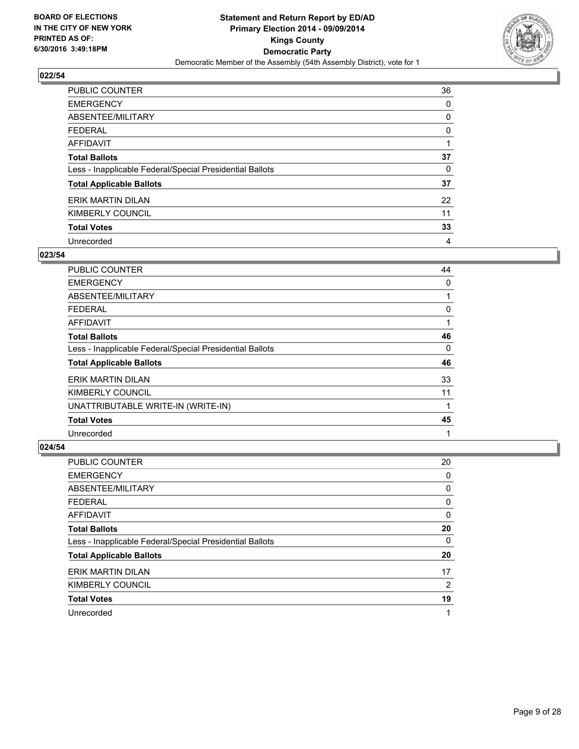**Statement and Return Report by ED/AD**
**Primary Election 2014 - 09/09/2014**
**Kings County**
**Democratic Party**
Democratic Member of the Assembly (54th Assembly District), vote for 1

BOARD OF ELECTIONS IN THE CITY OF NEW YORK PRINTED AS OF: 6/30/2016 3:49:18PM

## 022/54

| | |
|---|---|
| PUBLIC COUNTER | 36 |
| EMERGENCY | 0 |
| ABSENTEE/MILITARY | 0 |
| FEDERAL | 0 |
| AFFIDAVIT | 1 |
| **Total Ballots** | **37** |
| Less - Inapplicable Federal/Special Presidential Ballots | 0 |
| **Total Applicable Ballots** | **37** |
| ERIK MARTIN DILAN | 22 |
| KIMBERLY COUNCIL | 11 |
| **Total Votes** | **33** |
| Unrecorded | 4 |

## 023/54

| | |
|---|---|
| PUBLIC COUNTER | 44 |
| EMERGENCY | 0 |
| ABSENTEE/MILITARY | 1 |
| FEDERAL | 0 |
| AFFIDAVIT | 1 |
| **Total Ballots** | **46** |
| Less - Inapplicable Federal/Special Presidential Ballots | 0 |
| **Total Applicable Ballots** | **46** |
| ERIK MARTIN DILAN | 33 |
| KIMBERLY COUNCIL | 11 |
| UNATTRIBUTABLE WRITE-IN (WRITE-IN) | 1 |
| **Total Votes** | **45** |
| Unrecorded | 1 |

## 024/54

| | |
|---|---|
| PUBLIC COUNTER | 20 |
| EMERGENCY | 0 |
| ABSENTEE/MILITARY | 0 |
| FEDERAL | 0 |
| AFFIDAVIT | 0 |
| **Total Ballots** | **20** |
| Less - Inapplicable Federal/Special Presidential Ballots | 0 |
| **Total Applicable Ballots** | **20** |
| ERIK MARTIN DILAN | 17 |
| KIMBERLY COUNCIL | 2 |
| **Total Votes** | **19** |
| Unrecorded | 1 |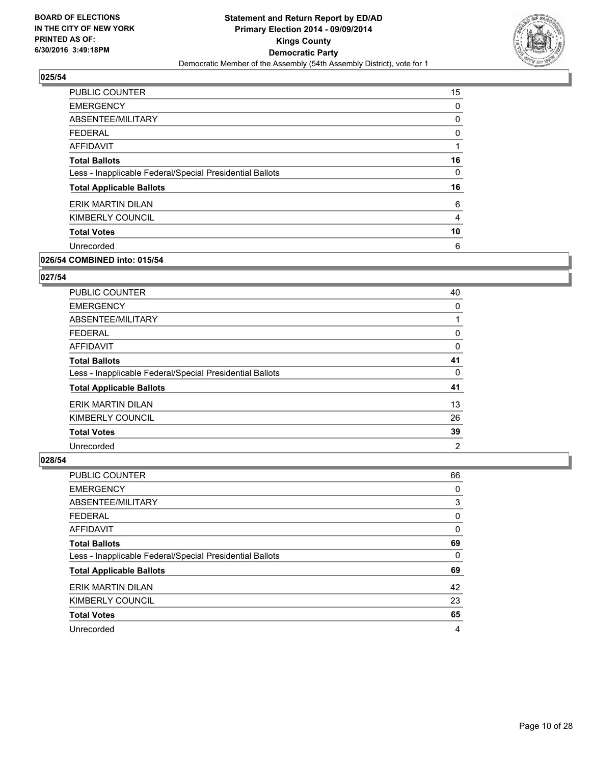BOARD OF ELECTIONS
IN THE CITY OF NEW YORK
PRINTED AS OF:
6/30/2016 3:49:18PM

**Statement and Return Report by ED/AD**
**Primary Election 2014 - 09/09/2014**
**Kings County**
**Democratic Party**
Democratic Member of the Assembly (54th Assembly District), vote for 1

### 025/54

| | |
|---|---|
| PUBLIC COUNTER | 15 |
| EMERGENCY | 0 |
| ABSENTEE/MILITARY | 0 |
| FEDERAL | 0 |
| AFFIDAVIT | 1 |
| **Total Ballots** | **16** |
| Less - Inapplicable Federal/Special Presidential Ballots | 0 |
| **Total Applicable Ballots** | **16** |
| ERIK MARTIN DILAN | 6 |
| KIMBERLY COUNCIL | 4 |
| **Total Votes** | **10** |
| Unrecorded | 6 |

### 026/54 COMBINED into: 015/54

### 027/54

| | |
|---|---|
| PUBLIC COUNTER | 40 |
| EMERGENCY | 0 |
| ABSENTEE/MILITARY | 1 |
| FEDERAL | 0 |
| AFFIDAVIT | 0 |
| **Total Ballots** | **41** |
| Less - Inapplicable Federal/Special Presidential Ballots | 0 |
| **Total Applicable Ballots** | **41** |
| ERIK MARTIN DILAN | 13 |
| KIMBERLY COUNCIL | 26 |
| **Total Votes** | **39** |
| Unrecorded | 2 |

### 028/54

| | |
|---|---|
| PUBLIC COUNTER | 66 |
| EMERGENCY | 0 |
| ABSENTEE/MILITARY | 3 |
| FEDERAL | 0 |
| AFFIDAVIT | 0 |
| **Total Ballots** | **69** |
| Less - Inapplicable Federal/Special Presidential Ballots | 0 |
| **Total Applicable Ballots** | **69** |
| ERIK MARTIN DILAN | 42 |
| KIMBERLY COUNCIL | 23 |
| **Total Votes** | **65** |
| Unrecorded | 4 |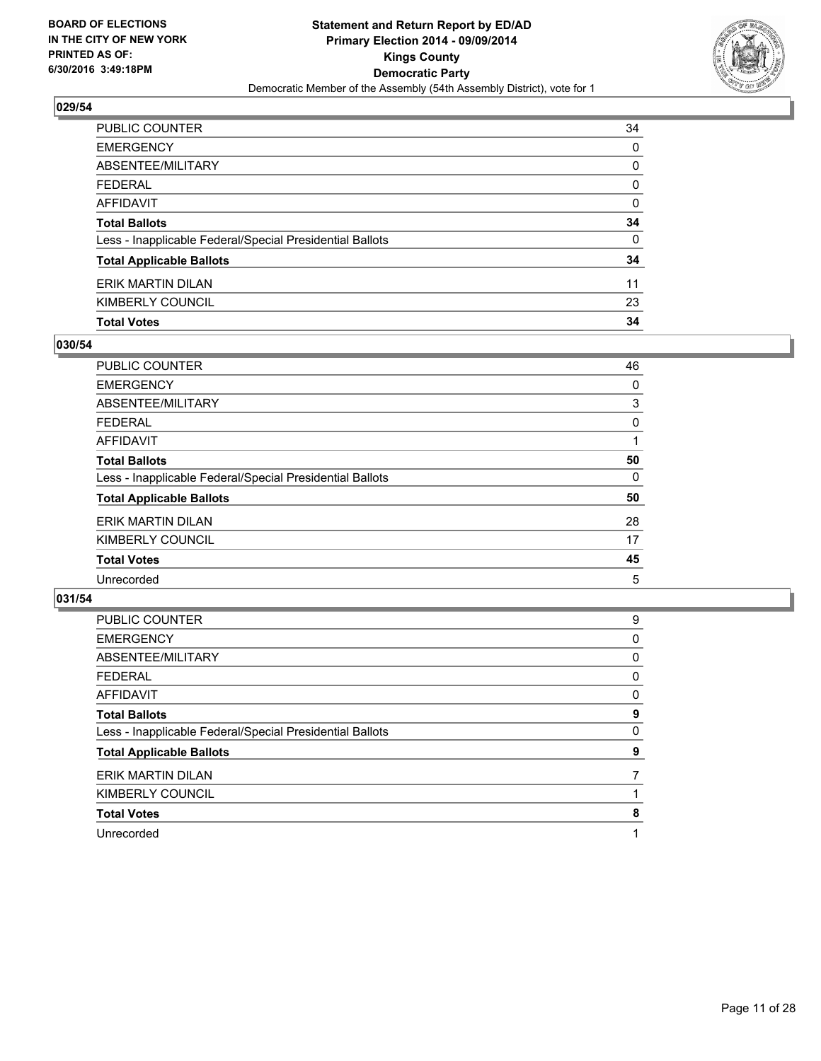BOARD OF ELECTIONS
IN THE CITY OF NEW YORK
PRINTED AS OF:
6/30/2016 3:49:18PM

**Statement and Return Report by ED/AD**
**Primary Election 2014 - 09/09/2014**
**Kings County**
**Democratic Party**
Democratic Member of the Assembly (54th Assembly District), vote for 1

## 029/54

| | |
|---|---|
| PUBLIC COUNTER | 34 |
| EMERGENCY | 0 |
| ABSENTEE/MILITARY | 0 |
| FEDERAL | 0 |
| AFFIDAVIT | 0 |
| **Total Ballots** | **34** |
| Less - Inapplicable Federal/Special Presidential Ballots | 0 |
| **Total Applicable Ballots** | **34** |
| ERIK MARTIN DILAN | 11 |
| KIMBERLY COUNCIL | 23 |
| **Total Votes** | **34** |

## 030/54

| | |
|---|---|
| PUBLIC COUNTER | 46 |
| EMERGENCY | 0 |
| ABSENTEE/MILITARY | 3 |
| FEDERAL | 0 |
| AFFIDAVIT | 1 |
| **Total Ballots** | **50** |
| Less - Inapplicable Federal/Special Presidential Ballots | 0 |
| **Total Applicable Ballots** | **50** |
| ERIK MARTIN DILAN | 28 |
| KIMBERLY COUNCIL | 17 |
| **Total Votes** | **45** |
| Unrecorded | 5 |

## 031/54

| | |
|---|---|
| PUBLIC COUNTER | 9 |
| EMERGENCY | 0 |
| ABSENTEE/MILITARY | 0 |
| FEDERAL | 0 |
| AFFIDAVIT | 0 |
| **Total Ballots** | **9** |
| Less - Inapplicable Federal/Special Presidential Ballots | 0 |
| **Total Applicable Ballots** | **9** |
| ERIK MARTIN DILAN | 7 |
| KIMBERLY COUNCIL | 1 |
| **Total Votes** | **8** |
| Unrecorded | 1 |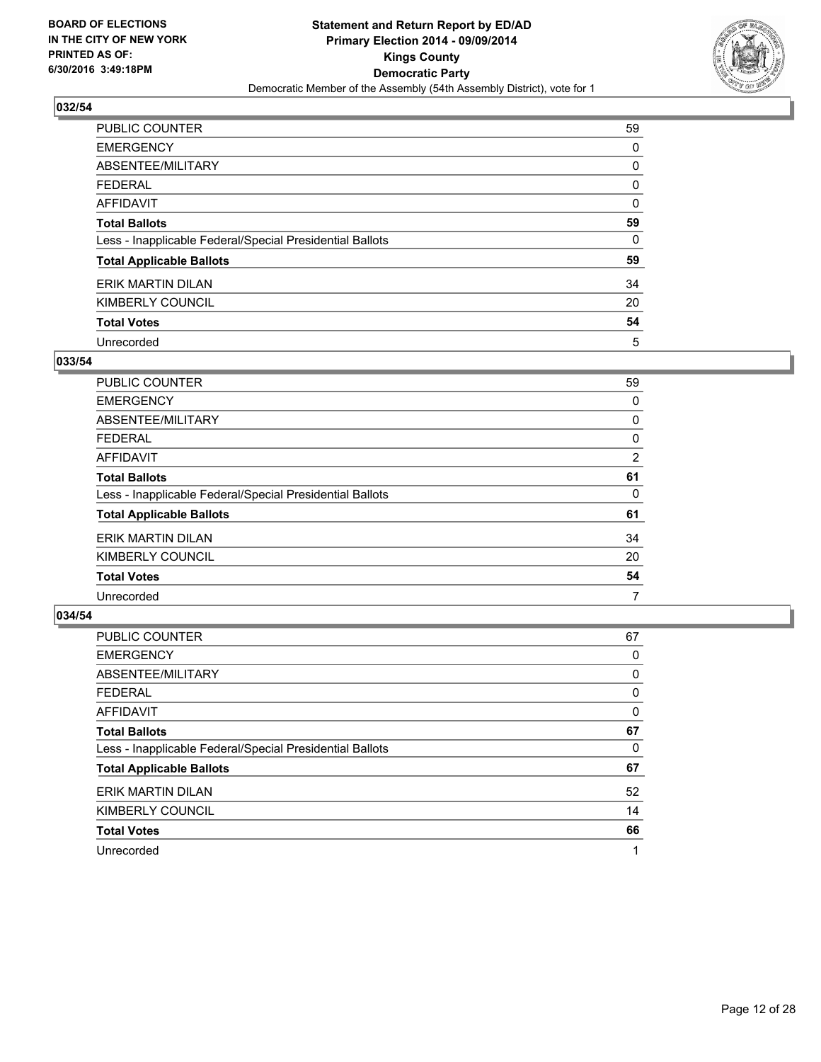BOARD OF ELECTIONS
IN THE CITY OF NEW YORK
PRINTED AS OF:
6/30/2016 3:49:18PM

**Statement and Return Report by ED/AD**
**Primary Election 2014 - 09/09/2014**
**Kings County**
**Democratic Party**
Democratic Member of the Assembly (54th Assembly District), vote for 1

### 032/54

| | |
|---|---|
| PUBLIC COUNTER | 59 |
| EMERGENCY | 0 |
| ABSENTEE/MILITARY | 0 |
| FEDERAL | 0 |
| AFFIDAVIT | 0 |
| **Total Ballots** | **59** |
| Less - Inapplicable Federal/Special Presidential Ballots | 0 |
| **Total Applicable Ballots** | **59** |
| ERIK MARTIN DILAN | 34 |
| KIMBERLY COUNCIL | 20 |
| **Total Votes** | **54** |
| Unrecorded | 5 |

### 033/54

| | |
|---|---|
| PUBLIC COUNTER | 59 |
| EMERGENCY | 0 |
| ABSENTEE/MILITARY | 0 |
| FEDERAL | 0 |
| AFFIDAVIT | 2 |
| **Total Ballots** | **61** |
| Less - Inapplicable Federal/Special Presidential Ballots | 0 |
| **Total Applicable Ballots** | **61** |
| ERIK MARTIN DILAN | 34 |
| KIMBERLY COUNCIL | 20 |
| **Total Votes** | **54** |
| Unrecorded | 7 |

### 034/54

| | |
|---|---|
| PUBLIC COUNTER | 67 |
| EMERGENCY | 0 |
| ABSENTEE/MILITARY | 0 |
| FEDERAL | 0 |
| AFFIDAVIT | 0 |
| **Total Ballots** | **67** |
| Less - Inapplicable Federal/Special Presidential Ballots | 0 |
| **Total Applicable Ballots** | **67** |
| ERIK MARTIN DILAN | 52 |
| KIMBERLY COUNCIL | 14 |
| **Total Votes** | **66** |
| Unrecorded | 1 |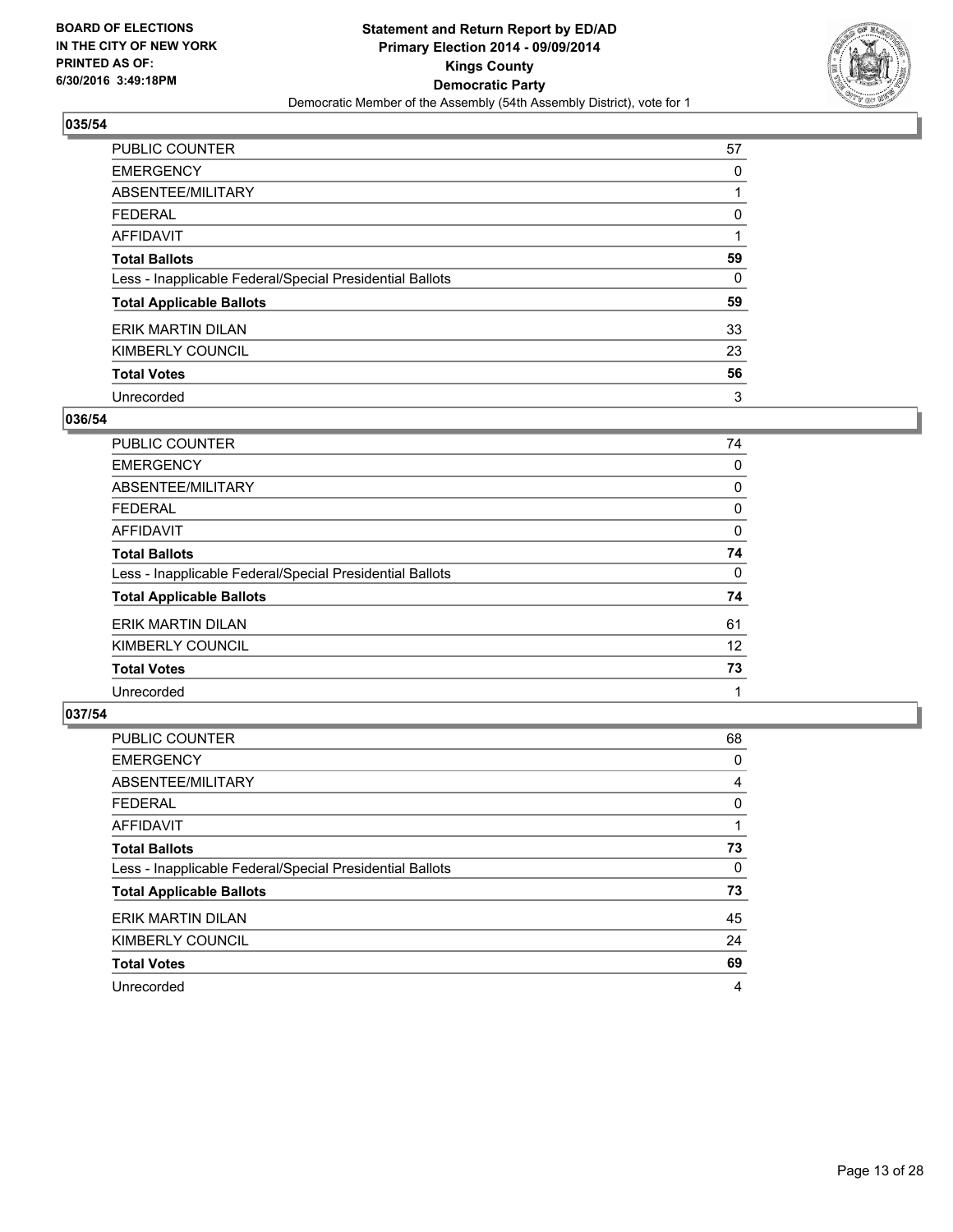**BOARD OF ELECTIONS IN THE CITY OF NEW YORK PRINTED AS OF: 6/30/2016 3:49:18PM**

**Statement and Return Report by ED/AD**
**Primary Election 2014 - 09/09/2014**
**Kings County**
**Democratic Party**
Democratic Member of the Assembly (54th Assembly District), vote for 1

### 035/54

| | |
|---|---|
| PUBLIC COUNTER | 57 |
| EMERGENCY | 0 |
| ABSENTEE/MILITARY | 1 |
| FEDERAL | 0 |
| AFFIDAVIT | 1 |
| **Total Ballots** | **59** |
| Less - Inapplicable Federal/Special Presidential Ballots | 0 |
| **Total Applicable Ballots** | **59** |
| ERIK MARTIN DILAN | 33 |
| KIMBERLY COUNCIL | 23 |
| **Total Votes** | **56** |
| Unrecorded | 3 |

### 036/54

| | |
|---|---|
| PUBLIC COUNTER | 74 |
| EMERGENCY | 0 |
| ABSENTEE/MILITARY | 0 |
| FEDERAL | 0 |
| AFFIDAVIT | 0 |
| **Total Ballots** | **74** |
| Less - Inapplicable Federal/Special Presidential Ballots | 0 |
| **Total Applicable Ballots** | **74** |
| ERIK MARTIN DILAN | 61 |
| KIMBERLY COUNCIL | 12 |
| **Total Votes** | **73** |
| Unrecorded | 1 |

### 037/54

| | |
|---|---|
| PUBLIC COUNTER | 68 |
| EMERGENCY | 0 |
| ABSENTEE/MILITARY | 4 |
| FEDERAL | 0 |
| AFFIDAVIT | 1 |
| **Total Ballots** | **73** |
| Less - Inapplicable Federal/Special Presidential Ballots | 0 |
| **Total Applicable Ballots** | **73** |
| ERIK MARTIN DILAN | 45 |
| KIMBERLY COUNCIL | 24 |
| **Total Votes** | **69** |
| Unrecorded | 4 |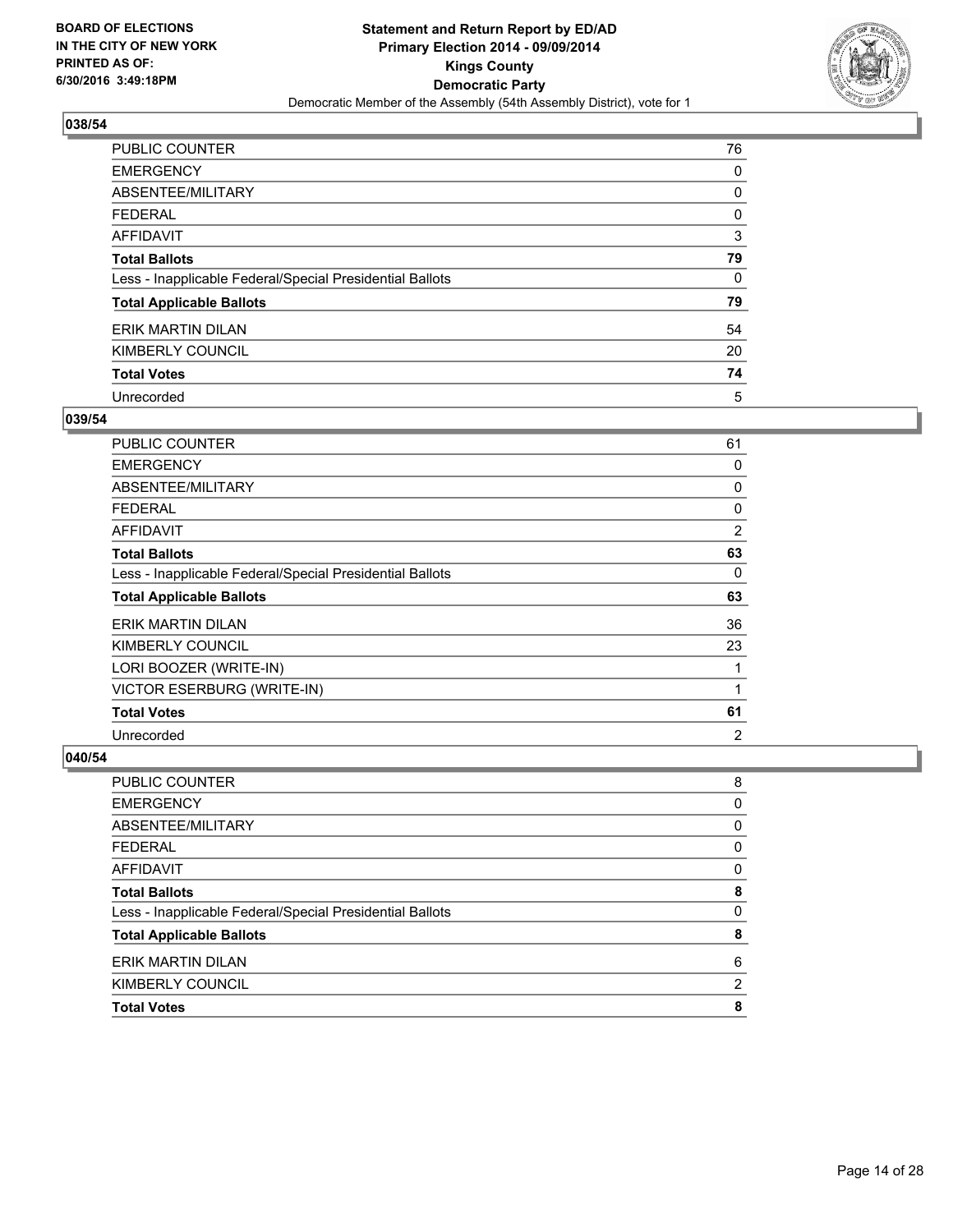## 038/54

| | |
|---|---|
| PUBLIC COUNTER | 76 |
| EMERGENCY | 0 |
| ABSENTEE/MILITARY | 0 |
| FEDERAL | 0 |
| AFFIDAVIT | 3 |
| **Total Ballots** | **79** |
| Less - Inapplicable Federal/Special Presidential Ballots | 0 |
| **Total Applicable Ballots** | **79** |
| ERIK MARTIN DILAN | 54 |
| KIMBERLY COUNCIL | 20 |
| **Total Votes** | **74** |
| Unrecorded | 5 |

## 039/54

| | |
|---|---|
| PUBLIC COUNTER | 61 |
| EMERGENCY | 0 |
| ABSENTEE/MILITARY | 0 |
| FEDERAL | 0 |
| AFFIDAVIT | 2 |
| **Total Ballots** | **63** |
| Less - Inapplicable Federal/Special Presidential Ballots | 0 |
| **Total Applicable Ballots** | **63** |
| ERIK MARTIN DILAN | 36 |
| KIMBERLY COUNCIL | 23 |
| LORI BOOZER (WRITE-IN) | 1 |
| VICTOR ESERBURG (WRITE-IN) | 1 |
| **Total Votes** | **61** |
| Unrecorded | 2 |

## 040/54

| | |
|---|---|
| PUBLIC COUNTER | 8 |
| EMERGENCY | 0 |
| ABSENTEE/MILITARY | 0 |
| FEDERAL | 0 |
| AFFIDAVIT | 0 |
| **Total Ballots** | **8** |
| Less - Inapplicable Federal/Special Presidential Ballots | 0 |
| **Total Applicable Ballots** | **8** |
| ERIK MARTIN DILAN | 6 |
| KIMBERLY COUNCIL | 2 |
| **Total Votes** | **8** |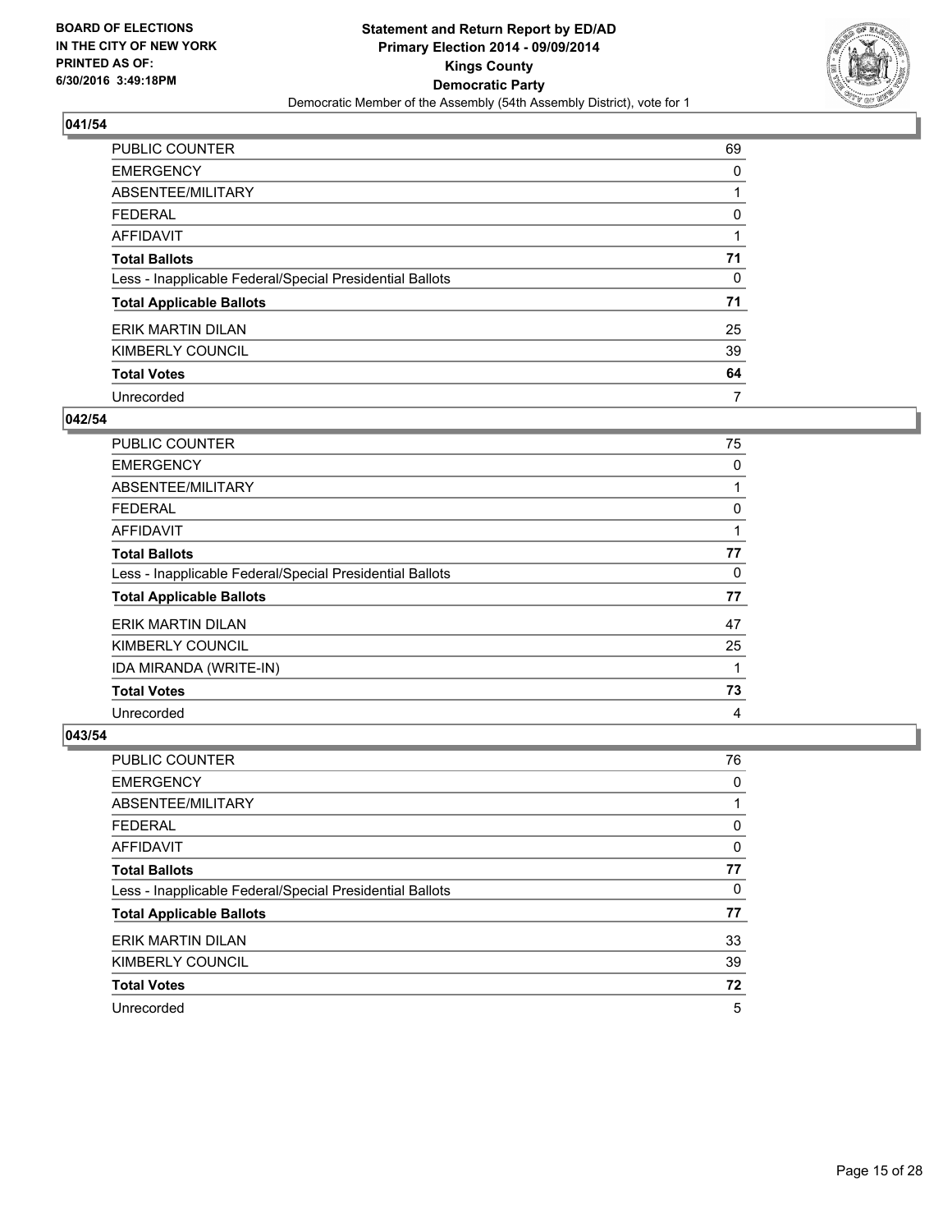**BOARD OF ELECTIONS IN THE CITY OF NEW YORK PRINTED AS OF: 6/30/2016 3:49:18PM**

**Statement and Return Report by ED/AD**
**Primary Election 2014 - 09/09/2014**
**Kings County**
**Democratic Party**
Democratic Member of the Assembly (54th Assembly District), vote for 1

### 041/54

| | |
|---|---|
| PUBLIC COUNTER | 69 |
| EMERGENCY | 0 |
| ABSENTEE/MILITARY | 1 |
| FEDERAL | 0 |
| AFFIDAVIT | 1 |
| **Total Ballots** | **71** |
| Less - Inapplicable Federal/Special Presidential Ballots | 0 |
| **Total Applicable Ballots** | **71** |
| ERIK MARTIN DILAN | 25 |
| KIMBERLY COUNCIL | 39 |
| **Total Votes** | **64** |
| Unrecorded | 7 |

### 042/54

| | |
|---|---|
| PUBLIC COUNTER | 75 |
| EMERGENCY | 0 |
| ABSENTEE/MILITARY | 1 |
| FEDERAL | 0 |
| AFFIDAVIT | 1 |
| **Total Ballots** | **77** |
| Less - Inapplicable Federal/Special Presidential Ballots | 0 |
| **Total Applicable Ballots** | **77** |
| ERIK MARTIN DILAN | 47 |
| KIMBERLY COUNCIL | 25 |
| IDA MIRANDA (WRITE-IN) | 1 |
| **Total Votes** | **73** |
| Unrecorded | 4 |

### 043/54

| | |
|---|---|
| PUBLIC COUNTER | 76 |
| EMERGENCY | 0 |
| ABSENTEE/MILITARY | 1 |
| FEDERAL | 0 |
| AFFIDAVIT | 0 |
| **Total Ballots** | **77** |
| Less - Inapplicable Federal/Special Presidential Ballots | 0 |
| **Total Applicable Ballots** | **77** |
| ERIK MARTIN DILAN | 33 |
| KIMBERLY COUNCIL | 39 |
| **Total Votes** | **72** |
| Unrecorded | 5 |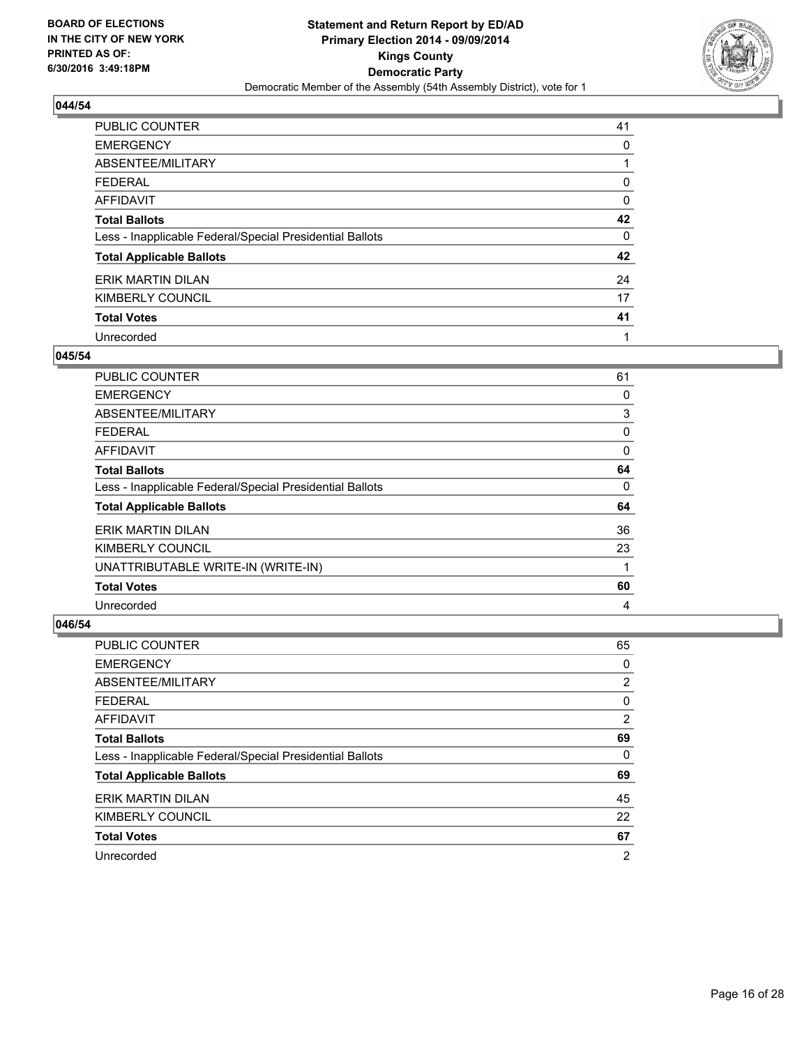BOARD OF ELECTIONS
IN THE CITY OF NEW YORK
PRINTED AS OF:
6/30/2016 3:49:18PM

**Statement and Return Report by ED/AD**
**Primary Election 2014 - 09/09/2014**
**Kings County**
**Democratic Party**
Democratic Member of the Assembly (54th Assembly District), vote for 1

### 044/54

| | |
|---|---|
| PUBLIC COUNTER | 41 |
| EMERGENCY | 0 |
| ABSENTEE/MILITARY | 1 |
| FEDERAL | 0 |
| AFFIDAVIT | 0 |
| **Total Ballots** | **42** |
| Less - Inapplicable Federal/Special Presidential Ballots | 0 |
| **Total Applicable Ballots** | **42** |
| ERIK MARTIN DILAN | 24 |
| KIMBERLY COUNCIL | 17 |
| **Total Votes** | **41** |
| Unrecorded | 1 |

### 045/54

| | |
|---|---|
| PUBLIC COUNTER | 61 |
| EMERGENCY | 0 |
| ABSENTEE/MILITARY | 3 |
| FEDERAL | 0 |
| AFFIDAVIT | 0 |
| **Total Ballots** | **64** |
| Less - Inapplicable Federal/Special Presidential Ballots | 0 |
| **Total Applicable Ballots** | **64** |
| ERIK MARTIN DILAN | 36 |
| KIMBERLY COUNCIL | 23 |
| UNATTRIBUTABLE WRITE-IN (WRITE-IN) | 1 |
| **Total Votes** | **60** |
| Unrecorded | 4 |

### 046/54

| | |
|---|---|
| PUBLIC COUNTER | 65 |
| EMERGENCY | 0 |
| ABSENTEE/MILITARY | 2 |
| FEDERAL | 0 |
| AFFIDAVIT | 2 |
| **Total Ballots** | **69** |
| Less - Inapplicable Federal/Special Presidential Ballots | 0 |
| **Total Applicable Ballots** | **69** |
| ERIK MARTIN DILAN | 45 |
| KIMBERLY COUNCIL | 22 |
| **Total Votes** | **67** |
| Unrecorded | 2 |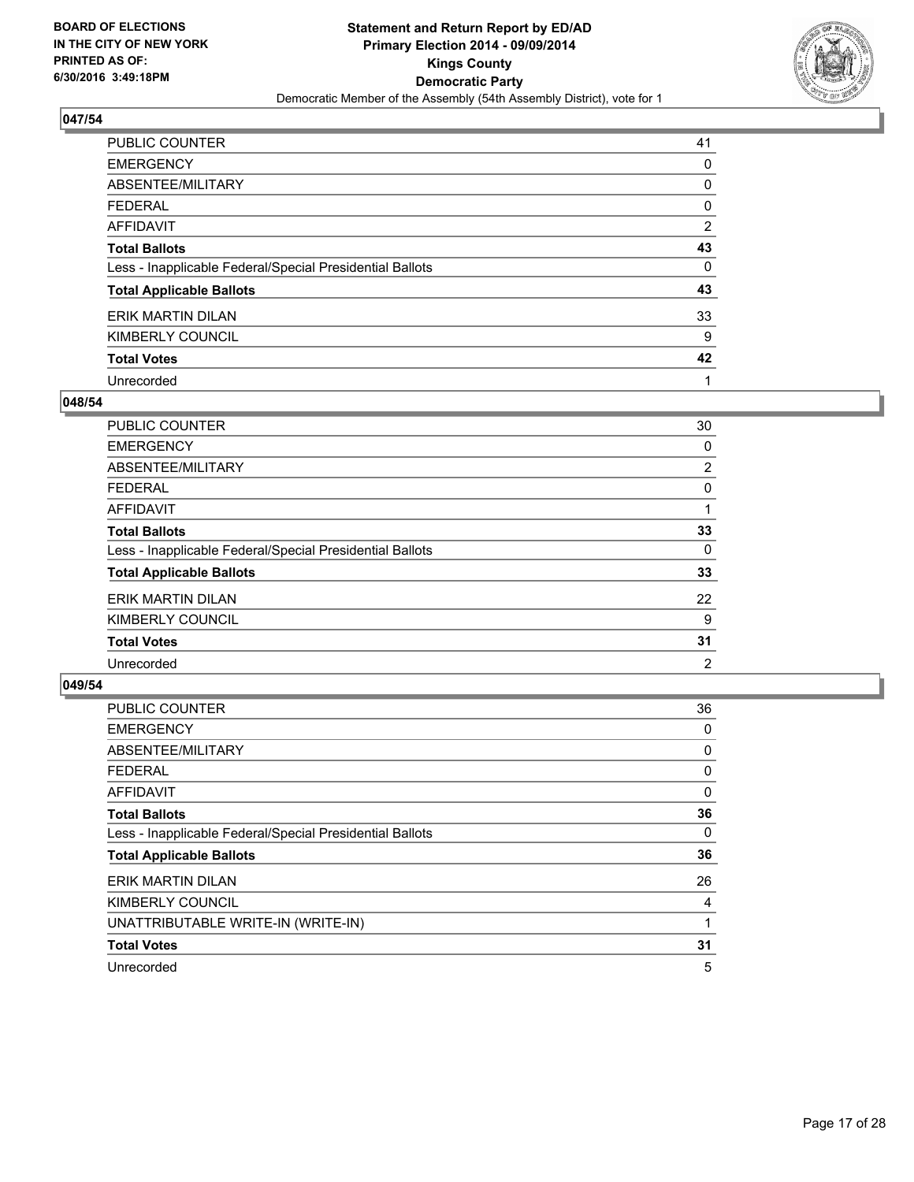**BOARD OF ELECTIONS IN THE CITY OF NEW YORK PRINTED AS OF: 6/30/2016 3:49:18PM**

**Statement and Return Report by ED/AD Primary Election 2014 - 09/09/2014 Kings County Democratic Party**

Democratic Member of the Assembly (54th Assembly District), vote for 1

### 047/54

| | |
|---|---|
| PUBLIC COUNTER | 41 |
| EMERGENCY | 0 |
| ABSENTEE/MILITARY | 0 |
| FEDERAL | 0 |
| AFFIDAVIT | 2 |
| **Total Ballots** | **43** |
| Less - Inapplicable Federal/Special Presidential Ballots | 0 |
| **Total Applicable Ballots** | **43** |
| ERIK MARTIN DILAN | 33 |
| KIMBERLY COUNCIL | 9 |
| **Total Votes** | **42** |
| Unrecorded | 1 |

### 048/54

| | |
|---|---|
| PUBLIC COUNTER | 30 |
| EMERGENCY | 0 |
| ABSENTEE/MILITARY | 2 |
| FEDERAL | 0 |
| AFFIDAVIT | 1 |
| **Total Ballots** | **33** |
| Less - Inapplicable Federal/Special Presidential Ballots | 0 |
| **Total Applicable Ballots** | **33** |
| ERIK MARTIN DILAN | 22 |
| KIMBERLY COUNCIL | 9 |
| **Total Votes** | **31** |
| Unrecorded | 2 |

### 049/54

| | |
|---|---|
| PUBLIC COUNTER | 36 |
| EMERGENCY | 0 |
| ABSENTEE/MILITARY | 0 |
| FEDERAL | 0 |
| AFFIDAVIT | 0 |
| **Total Ballots** | **36** |
| Less - Inapplicable Federal/Special Presidential Ballots | 0 |
| **Total Applicable Ballots** | **36** |
| ERIK MARTIN DILAN | 26 |
| KIMBERLY COUNCIL | 4 |
| UNATTRIBUTABLE WRITE-IN (WRITE-IN) | 1 |
| **Total Votes** | **31** |
| Unrecorded | 5 |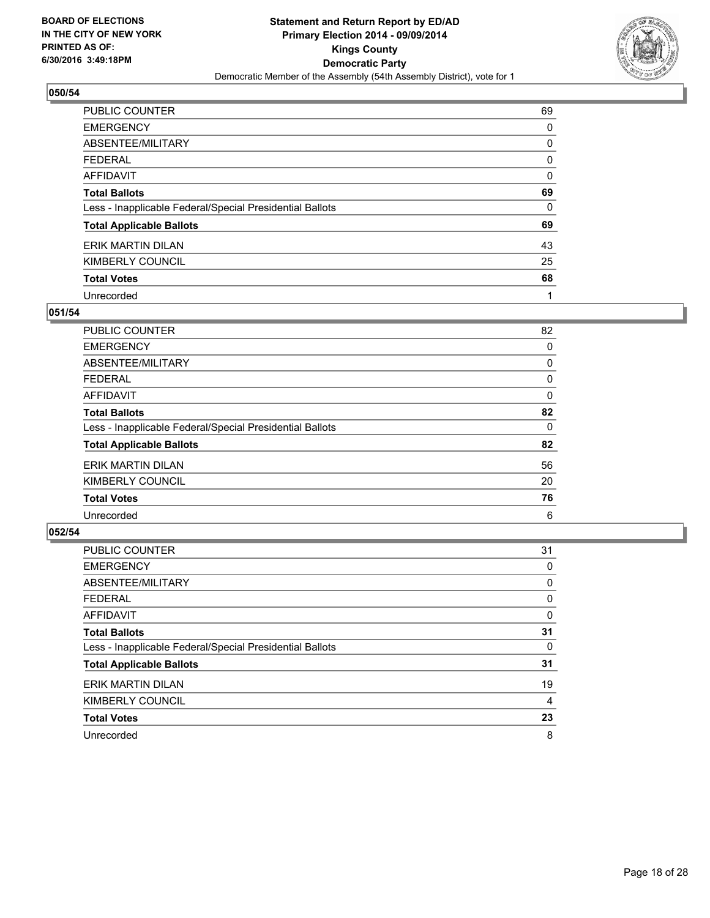**BOARD OF ELECTIONS**
**IN THE CITY OF NEW YORK**
**PRINTED AS OF:**
**6/30/2016 3:49:18PM**

**Statement and Return Report by ED/AD**
**Primary Election 2014 - 09/09/2014**
**Kings County**
**Democratic Party**
Democratic Member of the Assembly (54th Assembly District), vote for 1

## 050/54

| | |
|---|---|
| PUBLIC COUNTER | 69 |
| EMERGENCY | 0 |
| ABSENTEE/MILITARY | 0 |
| FEDERAL | 0 |
| AFFIDAVIT | 0 |
| **Total Ballots** | **69** |
| Less - Inapplicable Federal/Special Presidential Ballots | 0 |
| **Total Applicable Ballots** | **69** |
| ERIK MARTIN DILAN | 43 |
| KIMBERLY COUNCIL | 25 |
| **Total Votes** | **68** |
| Unrecorded | 1 |

## 051/54

| | |
|---|---|
| PUBLIC COUNTER | 82 |
| EMERGENCY | 0 |
| ABSENTEE/MILITARY | 0 |
| FEDERAL | 0 |
| AFFIDAVIT | 0 |
| **Total Ballots** | **82** |
| Less - Inapplicable Federal/Special Presidential Ballots | 0 |
| **Total Applicable Ballots** | **82** |
| ERIK MARTIN DILAN | 56 |
| KIMBERLY COUNCIL | 20 |
| **Total Votes** | **76** |
| Unrecorded | 6 |

## 052/54

| | |
|---|---|
| PUBLIC COUNTER | 31 |
| EMERGENCY | 0 |
| ABSENTEE/MILITARY | 0 |
| FEDERAL | 0 |
| AFFIDAVIT | 0 |
| **Total Ballots** | **31** |
| Less - Inapplicable Federal/Special Presidential Ballots | 0 |
| **Total Applicable Ballots** | **31** |
| ERIK MARTIN DILAN | 19 |
| KIMBERLY COUNCIL | 4 |
| **Total Votes** | **23** |
| Unrecorded | 8 |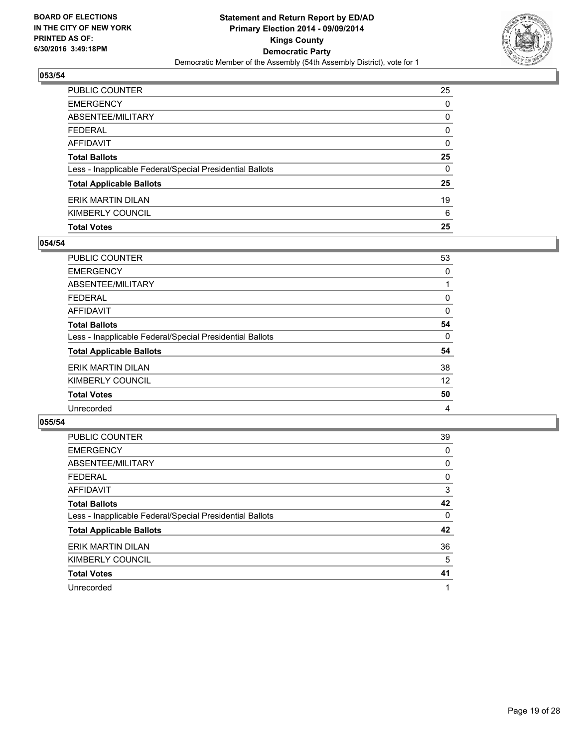**BOARD OF ELECTIONS IN THE CITY OF NEW YORK PRINTED AS OF: 6/30/2016 3:49:18PM**

**Statement and Return Report by ED/AD**
**Primary Election 2014 - 09/09/2014**
**Kings County**
**Democratic Party**
Democratic Member of the Assembly (54th Assembly District), vote for 1

## 053/54

| | |
|---|---|
| PUBLIC COUNTER | 25 |
| EMERGENCY | 0 |
| ABSENTEE/MILITARY | 0 |
| FEDERAL | 0 |
| AFFIDAVIT | 0 |
| **Total Ballots** | **25** |
| Less - Inapplicable Federal/Special Presidential Ballots | 0 |
| **Total Applicable Ballots** | **25** |
| ERIK MARTIN DILAN | 19 |
| KIMBERLY COUNCIL | 6 |
| **Total Votes** | **25** |

## 054/54

| | |
|---|---|
| PUBLIC COUNTER | 53 |
| EMERGENCY | 0 |
| ABSENTEE/MILITARY | 1 |
| FEDERAL | 0 |
| AFFIDAVIT | 0 |
| **Total Ballots** | **54** |
| Less - Inapplicable Federal/Special Presidential Ballots | 0 |
| **Total Applicable Ballots** | **54** |
| ERIK MARTIN DILAN | 38 |
| KIMBERLY COUNCIL | 12 |
| **Total Votes** | **50** |
| Unrecorded | 4 |

## 055/54

| | |
|---|---|
| PUBLIC COUNTER | 39 |
| EMERGENCY | 0 |
| ABSENTEE/MILITARY | 0 |
| FEDERAL | 0 |
| AFFIDAVIT | 3 |
| **Total Ballots** | **42** |
| Less - Inapplicable Federal/Special Presidential Ballots | 0 |
| **Total Applicable Ballots** | **42** |
| ERIK MARTIN DILAN | 36 |
| KIMBERLY COUNCIL | 5 |
| **Total Votes** | **41** |
| Unrecorded | 1 |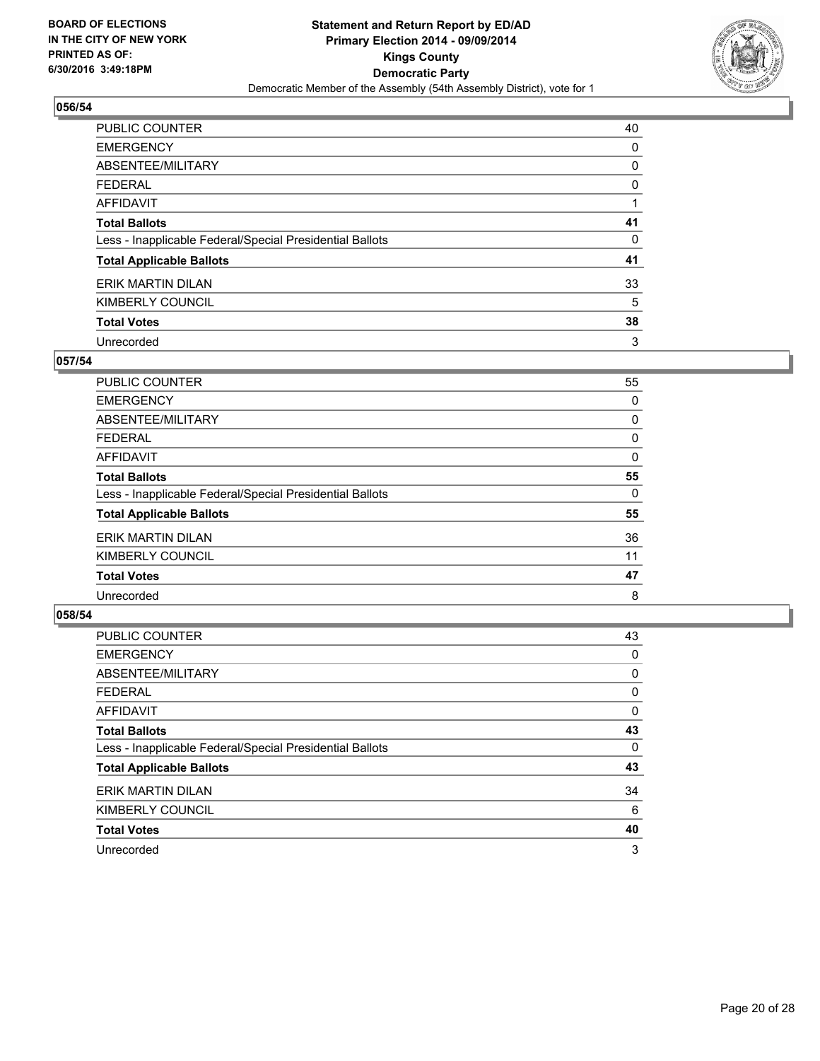**BOARD OF ELECTIONS IN THE CITY OF NEW YORK PRINTED AS OF: 6/30/2016 3:49:18PM**

**Statement and Return Report by ED/AD**
**Primary Election 2014 - 09/09/2014**
**Kings County**
**Democratic Party**
Democratic Member of the Assembly (54th Assembly District), vote for 1

### 056/54

| | |
|---|---|
| PUBLIC COUNTER | 40 |
| EMERGENCY | 0 |
| ABSENTEE/MILITARY | 0 |
| FEDERAL | 0 |
| AFFIDAVIT | 1 |
| **Total Ballots** | **41** |
| Less - Inapplicable Federal/Special Presidential Ballots | 0 |
| **Total Applicable Ballots** | **41** |
| ERIK MARTIN DILAN | 33 |
| KIMBERLY COUNCIL | 5 |
| **Total Votes** | **38** |
| Unrecorded | 3 |

### 057/54

| | |
|---|---|
| PUBLIC COUNTER | 55 |
| EMERGENCY | 0 |
| ABSENTEE/MILITARY | 0 |
| FEDERAL | 0 |
| AFFIDAVIT | 0 |
| **Total Ballots** | **55** |
| Less - Inapplicable Federal/Special Presidential Ballots | 0 |
| **Total Applicable Ballots** | **55** |
| ERIK MARTIN DILAN | 36 |
| KIMBERLY COUNCIL | 11 |
| **Total Votes** | **47** |
| Unrecorded | 8 |

### 058/54

| | |
|---|---|
| PUBLIC COUNTER | 43 |
| EMERGENCY | 0 |
| ABSENTEE/MILITARY | 0 |
| FEDERAL | 0 |
| AFFIDAVIT | 0 |
| **Total Ballots** | **43** |
| Less - Inapplicable Federal/Special Presidential Ballots | 0 |
| **Total Applicable Ballots** | **43** |
| ERIK MARTIN DILAN | 34 |
| KIMBERLY COUNCIL | 6 |
| **Total Votes** | **40** |
| Unrecorded | 3 |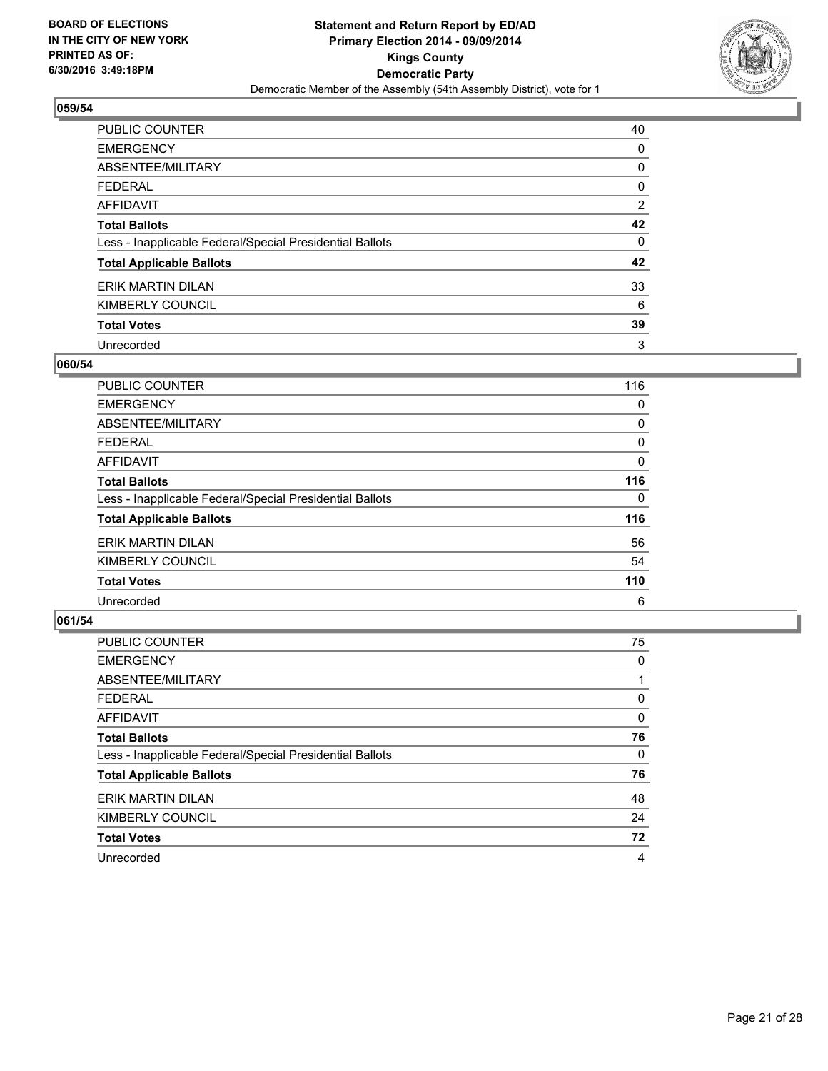**BOARD OF ELECTIONS IN THE CITY OF NEW YORK PRINTED AS OF: 6/30/2016 3:49:18PM**

**Statement and Return Report by ED/AD**
**Primary Election 2014 - 09/09/2014**
**Kings County**
**Democratic Party**
Democratic Member of the Assembly (54th Assembly District), vote for 1

## 059/54

| | |
|---|---|
| PUBLIC COUNTER | 40 |
| EMERGENCY | 0 |
| ABSENTEE/MILITARY | 0 |
| FEDERAL | 0 |
| AFFIDAVIT | 2 |
| **Total Ballots** | **42** |
| Less - Inapplicable Federal/Special Presidential Ballots | 0 |
| **Total Applicable Ballots** | **42** |
| ERIK MARTIN DILAN | 33 |
| KIMBERLY COUNCIL | 6 |
| **Total Votes** | **39** |
| Unrecorded | 3 |

## 060/54

| | |
|---|---|
| PUBLIC COUNTER | 116 |
| EMERGENCY | 0 |
| ABSENTEE/MILITARY | 0 |
| FEDERAL | 0 |
| AFFIDAVIT | 0 |
| **Total Ballots** | **116** |
| Less - Inapplicable Federal/Special Presidential Ballots | 0 |
| **Total Applicable Ballots** | **116** |
| ERIK MARTIN DILAN | 56 |
| KIMBERLY COUNCIL | 54 |
| **Total Votes** | **110** |
| Unrecorded | 6 |

## 061/54

| | |
|---|---|
| PUBLIC COUNTER | 75 |
| EMERGENCY | 0 |
| ABSENTEE/MILITARY | 1 |
| FEDERAL | 0 |
| AFFIDAVIT | 0 |
| **Total Ballots** | **76** |
| Less - Inapplicable Federal/Special Presidential Ballots | 0 |
| **Total Applicable Ballots** | **76** |
| ERIK MARTIN DILAN | 48 |
| KIMBERLY COUNCIL | 24 |
| **Total Votes** | **72** |
| Unrecorded | 4 |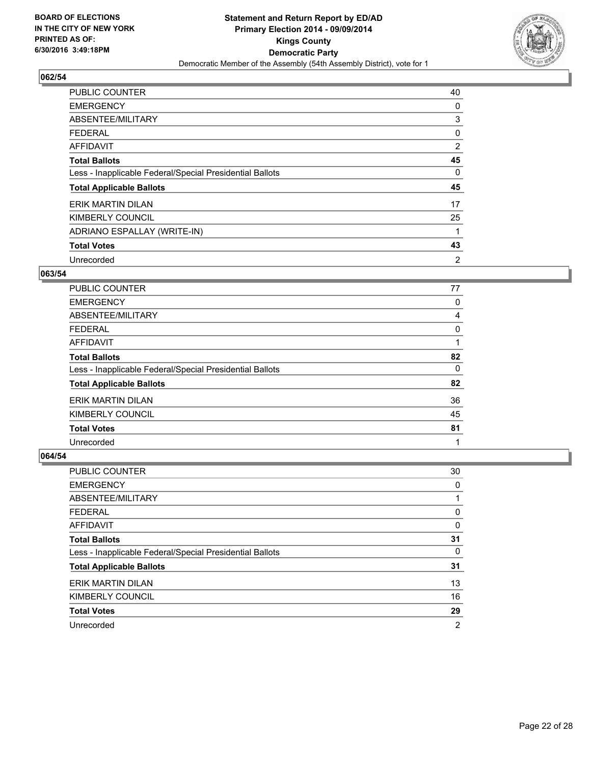BOARD OF ELECTIONS
IN THE CITY OF NEW YORK
PRINTED AS OF:
6/30/2016 3:49:18PM

**Statement and Return Report by ED/AD**
**Primary Election 2014 - 09/09/2014**
**Kings County**
**Democratic Party**
Democratic Member of the Assembly (54th Assembly District), vote for 1

## 062/54

| | |
|---|---|
| PUBLIC COUNTER | 40 |
| EMERGENCY | 0 |
| ABSENTEE/MILITARY | 3 |
| FEDERAL | 0 |
| AFFIDAVIT | 2 |
| **Total Ballots** | **45** |
| Less - Inapplicable Federal/Special Presidential Ballots | 0 |
| **Total Applicable Ballots** | **45** |
| ERIK MARTIN DILAN | 17 |
| KIMBERLY COUNCIL | 25 |
| ADRIANO ESPALLAY (WRITE-IN) | 1 |
| **Total Votes** | **43** |
| Unrecorded | 2 |

## 063/54

| | |
|---|---|
| PUBLIC COUNTER | 77 |
| EMERGENCY | 0 |
| ABSENTEE/MILITARY | 4 |
| FEDERAL | 0 |
| AFFIDAVIT | 1 |
| **Total Ballots** | **82** |
| Less - Inapplicable Federal/Special Presidential Ballots | 0 |
| **Total Applicable Ballots** | **82** |
| ERIK MARTIN DILAN | 36 |
| KIMBERLY COUNCIL | 45 |
| **Total Votes** | **81** |
| Unrecorded | 1 |

## 064/54

| | |
|---|---|
| PUBLIC COUNTER | 30 |
| EMERGENCY | 0 |
| ABSENTEE/MILITARY | 1 |
| FEDERAL | 0 |
| AFFIDAVIT | 0 |
| **Total Ballots** | **31** |
| Less - Inapplicable Federal/Special Presidential Ballots | 0 |
| **Total Applicable Ballots** | **31** |
| ERIK MARTIN DILAN | 13 |
| KIMBERLY COUNCIL | 16 |
| **Total Votes** | **29** |
| Unrecorded | 2 |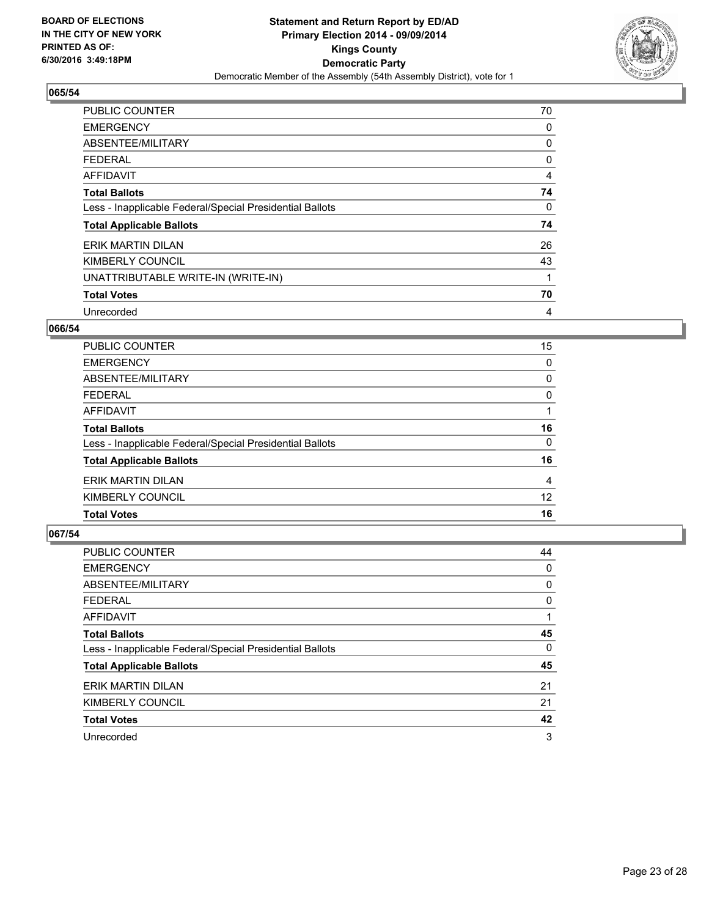BOARD OF ELECTIONS
IN THE CITY OF NEW YORK
PRINTED AS OF:
6/30/2016 3:49:18PM

**Statement and Return Report by ED/AD**
**Primary Election 2014 - 09/09/2014**
**Kings County**
**Democratic Party**
Democratic Member of the Assembly (54th Assembly District), vote for 1

## 065/54

| | |
|---|---|
| PUBLIC COUNTER | 70 |
| EMERGENCY | 0 |
| ABSENTEE/MILITARY | 0 |
| FEDERAL | 0 |
| AFFIDAVIT | 4 |
| **Total Ballots** | **74** |
| Less - Inapplicable Federal/Special Presidential Ballots | 0 |
| **Total Applicable Ballots** | **74** |
| ERIK MARTIN DILAN | 26 |
| KIMBERLY COUNCIL | 43 |
| UNATTRIBUTABLE WRITE-IN (WRITE-IN) | 1 |
| **Total Votes** | **70** |
| Unrecorded | 4 |

## 066/54

| | |
|---|---|
| PUBLIC COUNTER | 15 |
| EMERGENCY | 0 |
| ABSENTEE/MILITARY | 0 |
| FEDERAL | 0 |
| AFFIDAVIT | 1 |
| **Total Ballots** | **16** |
| Less - Inapplicable Federal/Special Presidential Ballots | 0 |
| **Total Applicable Ballots** | **16** |
| ERIK MARTIN DILAN | 4 |
| KIMBERLY COUNCIL | 12 |
| **Total Votes** | **16** |

## 067/54

| | |
|---|---|
| PUBLIC COUNTER | 44 |
| EMERGENCY | 0 |
| ABSENTEE/MILITARY | 0 |
| FEDERAL | 0 |
| AFFIDAVIT | 1 |
| **Total Ballots** | **45** |
| Less - Inapplicable Federal/Special Presidential Ballots | 0 |
| **Total Applicable Ballots** | **45** |
| ERIK MARTIN DILAN | 21 |
| KIMBERLY COUNCIL | 21 |
| **Total Votes** | **42** |
| Unrecorded | 3 |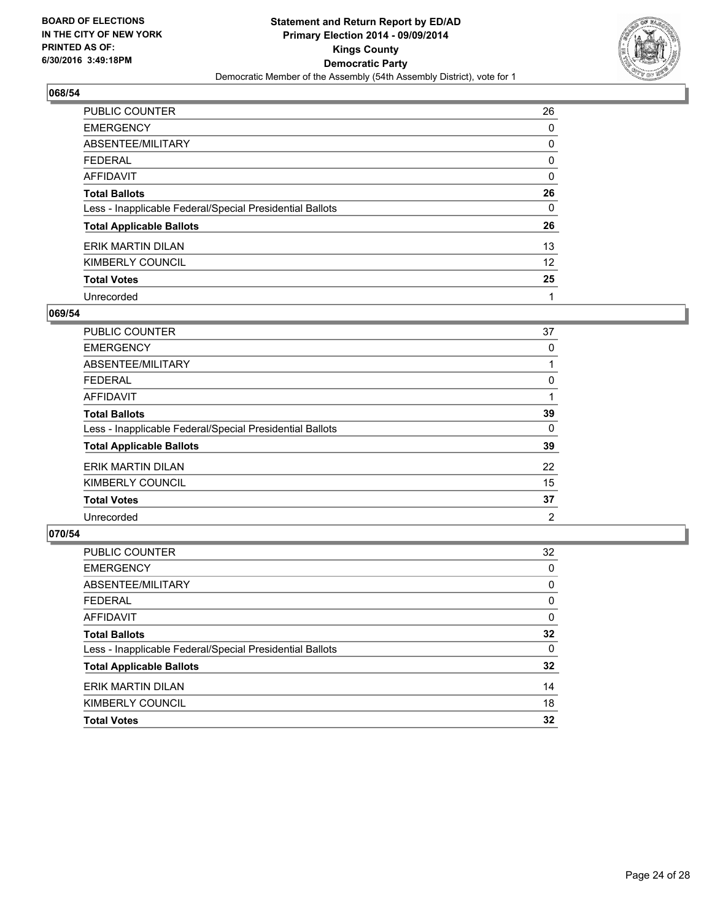**BOARD OF ELECTIONS IN THE CITY OF NEW YORK PRINTED AS OF: 6/30/2016 3:49:18PM**

**Statement and Return Report by ED/AD**
**Primary Election 2014 - 09/09/2014**
**Kings County**
**Democratic Party**
Democratic Member of the Assembly (54th Assembly District), vote for 1

### 068/54

| | |
|---|---|
| PUBLIC COUNTER | 26 |
| EMERGENCY | 0 |
| ABSENTEE/MILITARY | 0 |
| FEDERAL | 0 |
| AFFIDAVIT | 0 |
| **Total Ballots** | **26** |
| Less - Inapplicable Federal/Special Presidential Ballots | 0 |
| **Total Applicable Ballots** | **26** |
| ERIK MARTIN DILAN | 13 |
| KIMBERLY COUNCIL | 12 |
| **Total Votes** | **25** |
| Unrecorded | 1 |

### 069/54

| | |
|---|---|
| PUBLIC COUNTER | 37 |
| EMERGENCY | 0 |
| ABSENTEE/MILITARY | 1 |
| FEDERAL | 0 |
| AFFIDAVIT | 1 |
| **Total Ballots** | **39** |
| Less - Inapplicable Federal/Special Presidential Ballots | 0 |
| **Total Applicable Ballots** | **39** |
| ERIK MARTIN DILAN | 22 |
| KIMBERLY COUNCIL | 15 |
| **Total Votes** | **37** |
| Unrecorded | 2 |

### 070/54

| | |
|---|---|
| PUBLIC COUNTER | 32 |
| EMERGENCY | 0 |
| ABSENTEE/MILITARY | 0 |
| FEDERAL | 0 |
| AFFIDAVIT | 0 |
| **Total Ballots** | **32** |
| Less - Inapplicable Federal/Special Presidential Ballots | 0 |
| **Total Applicable Ballots** | **32** |
| ERIK MARTIN DILAN | 14 |
| KIMBERLY COUNCIL | 18 |
| **Total Votes** | **32** |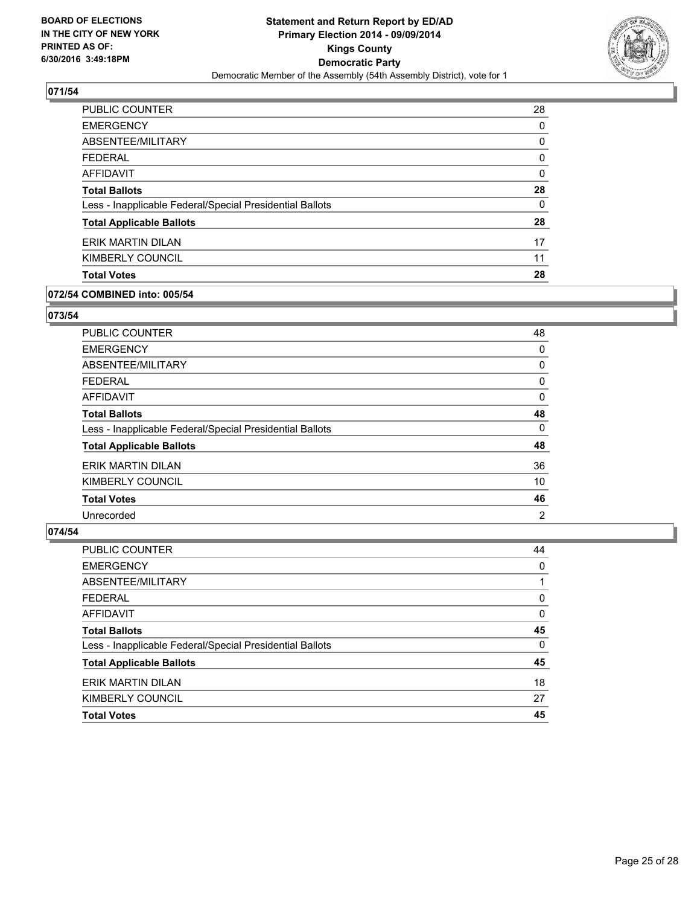**BOARD OF ELECTIONS IN THE CITY OF NEW YORK PRINTED AS OF: 6/30/2016 3:49:18PM**

**Statement and Return Report by ED/AD Primary Election 2014 - 09/09/2014 Kings County Democratic Party**

Democratic Member of the Assembly (54th Assembly District), vote for 1

## 071/54

| | |
|---|---|
| PUBLIC COUNTER | 28 |
| EMERGENCY | 0 |
| ABSENTEE/MILITARY | 0 |
| FEDERAL | 0 |
| AFFIDAVIT | 0 |
| **Total Ballots** | **28** |
| Less - Inapplicable Federal/Special Presidential Ballots | 0 |
| **Total Applicable Ballots** | **28** |
| ERIK MARTIN DILAN | 17 |
| KIMBERLY COUNCIL | 11 |
| **Total Votes** | **28** |

## 072/54 COMBINED into: 005/54

## 073/54

| | |
|---|---|
| PUBLIC COUNTER | 48 |
| EMERGENCY | 0 |
| ABSENTEE/MILITARY | 0 |
| FEDERAL | 0 |
| AFFIDAVIT | 0 |
| **Total Ballots** | **48** |
| Less - Inapplicable Federal/Special Presidential Ballots | 0 |
| **Total Applicable Ballots** | **48** |
| ERIK MARTIN DILAN | 36 |
| KIMBERLY COUNCIL | 10 |
| **Total Votes** | **46** |
| Unrecorded | 2 |

## 074/54

| | |
|---|---|
| PUBLIC COUNTER | 44 |
| EMERGENCY | 0 |
| ABSENTEE/MILITARY | 1 |
| FEDERAL | 0 |
| AFFIDAVIT | 0 |
| **Total Ballots** | **45** |
| Less - Inapplicable Federal/Special Presidential Ballots | 0 |
| **Total Applicable Ballots** | **45** |
| ERIK MARTIN DILAN | 18 |
| KIMBERLY COUNCIL | 27 |
| **Total Votes** | **45** |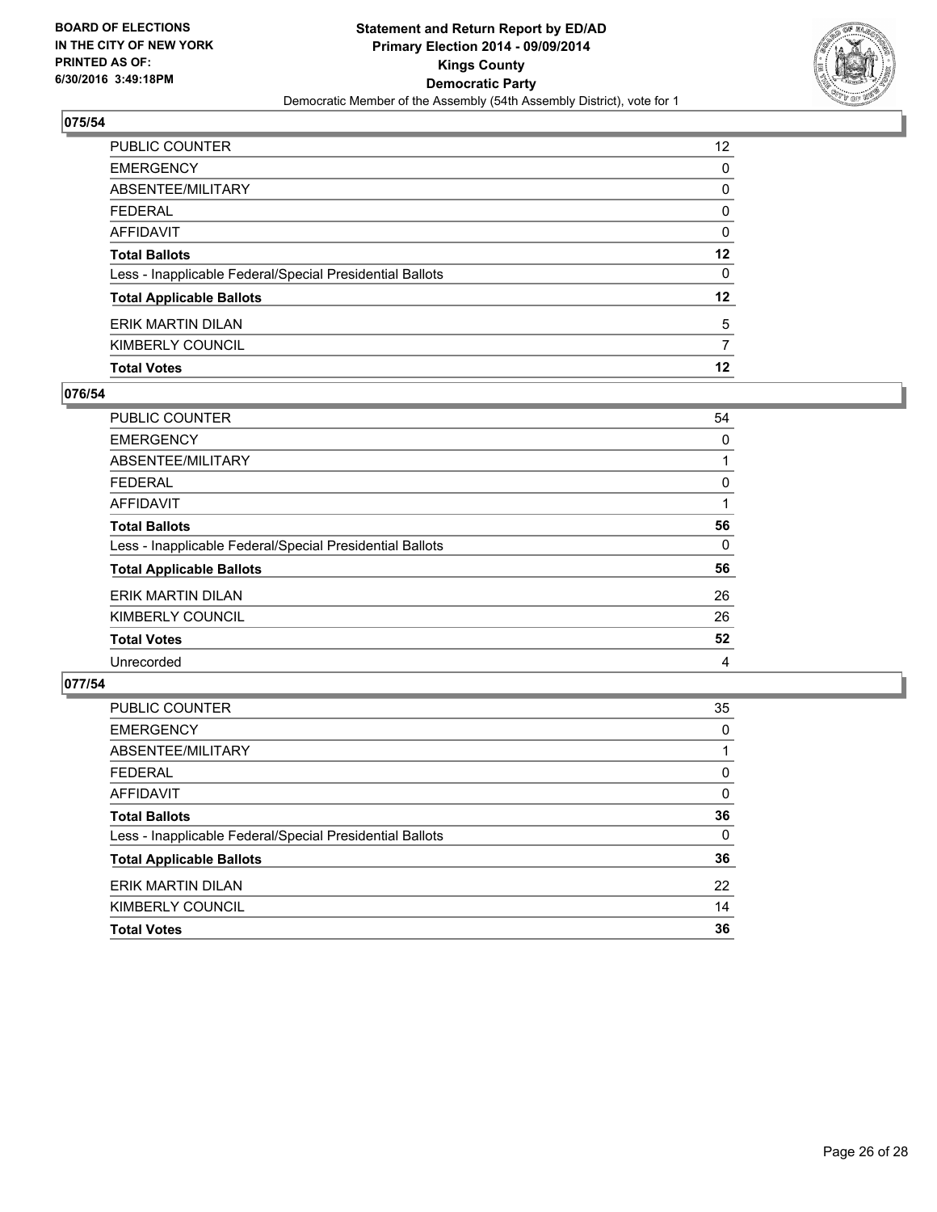**BOARD OF ELECTIONS IN THE CITY OF NEW YORK PRINTED AS OF: 6/30/2016 3:49:18PM**

**Statement and Return Report by ED/AD Primary Election 2014 - 09/09/2014 Kings County Democratic Party**

Democratic Member of the Assembly (54th Assembly District), vote for 1

## 075/54

| | |
|---|---|
| PUBLIC COUNTER | 12 |
| EMERGENCY | 0 |
| ABSENTEE/MILITARY | 0 |
| FEDERAL | 0 |
| AFFIDAVIT | 0 |
| **Total Ballots** | **12** |
| Less - Inapplicable Federal/Special Presidential Ballots | 0 |
| **Total Applicable Ballots** | **12** |
| ERIK MARTIN DILAN | 5 |
| KIMBERLY COUNCIL | 7 |
| **Total Votes** | **12** |

## 076/54

| | |
|---|---|
| PUBLIC COUNTER | 54 |
| EMERGENCY | 0 |
| ABSENTEE/MILITARY | 1 |
| FEDERAL | 0 |
| AFFIDAVIT | 1 |
| **Total Ballots** | **56** |
| Less - Inapplicable Federal/Special Presidential Ballots | 0 |
| **Total Applicable Ballots** | **56** |
| ERIK MARTIN DILAN | 26 |
| KIMBERLY COUNCIL | 26 |
| **Total Votes** | **52** |
| Unrecorded | 4 |

## 077/54

| | |
|---|---|
| PUBLIC COUNTER | 35 |
| EMERGENCY | 0 |
| ABSENTEE/MILITARY | 1 |
| FEDERAL | 0 |
| AFFIDAVIT | 0 |
| **Total Ballots** | **36** |
| Less - Inapplicable Federal/Special Presidential Ballots | 0 |
| **Total Applicable Ballots** | **36** |
| ERIK MARTIN DILAN | 22 |
| KIMBERLY COUNCIL | 14 |
| **Total Votes** | **36** |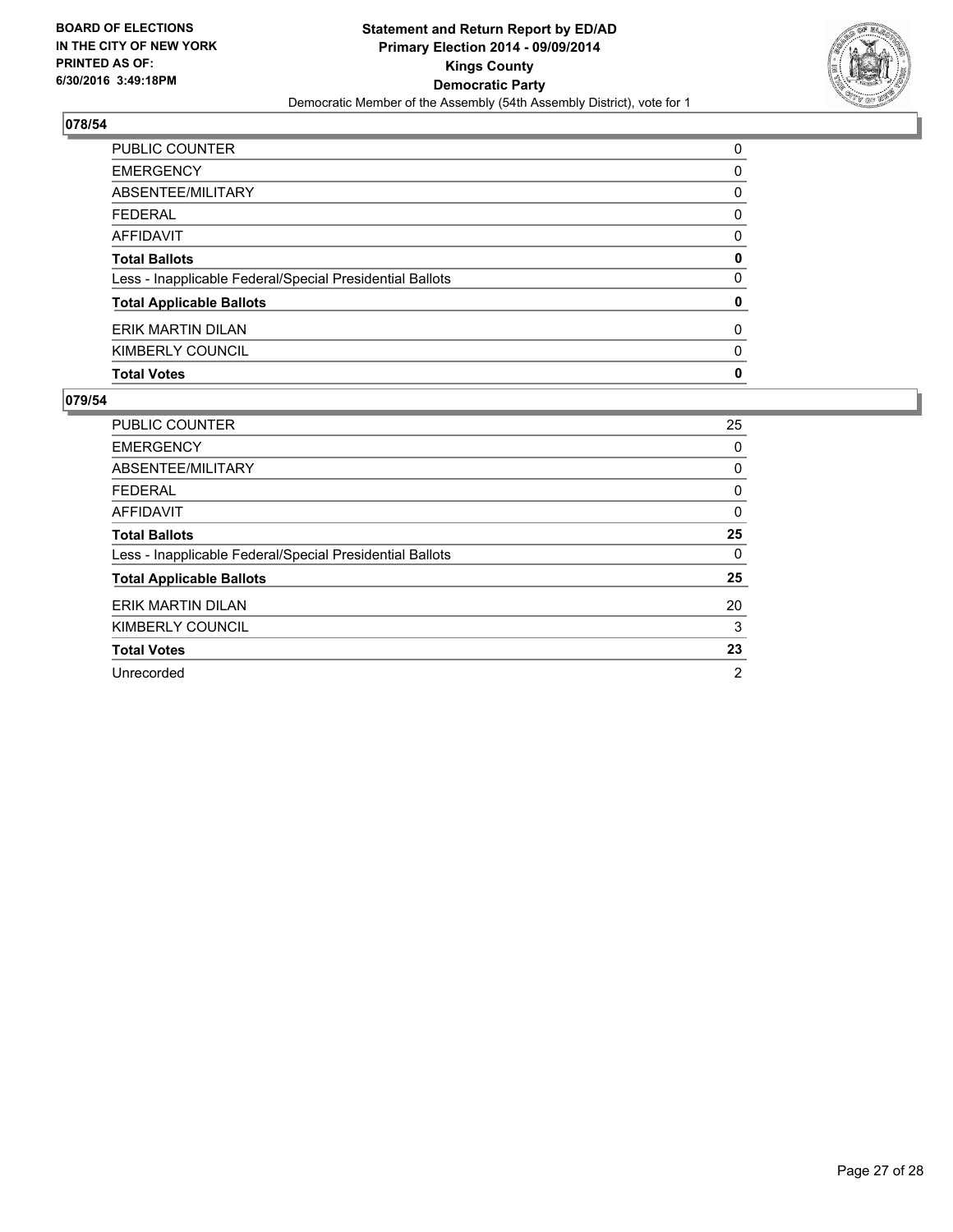**BOARD OF ELECTIONS IN THE CITY OF NEW YORK PRINTED AS OF: 6/30/2016 3:49:18PM**

**Statement and Return Report by ED/AD**
**Primary Election 2014 - 09/09/2014**
**Kings County**
**Democratic Party**
Democratic Member of the Assembly (54th Assembly District), vote for 1

## 078/54

| | |
|---|---|
| PUBLIC COUNTER | 0 |
| EMERGENCY | 0 |
| ABSENTEE/MILITARY | 0 |
| FEDERAL | 0 |
| AFFIDAVIT | 0 |
| **Total Ballots** | **0** |
| Less - Inapplicable Federal/Special Presidential Ballots | 0 |
| **Total Applicable Ballots** | **0** |
| ERIK MARTIN DILAN | 0 |
| KIMBERLY COUNCIL | 0 |
| **Total Votes** | **0** |

## 079/54

| | |
|---|---|
| PUBLIC COUNTER | 25 |
| EMERGENCY | 0 |
| ABSENTEE/MILITARY | 0 |
| FEDERAL | 0 |
| AFFIDAVIT | 0 |
| **Total Ballots** | **25** |
| Less - Inapplicable Federal/Special Presidential Ballots | 0 |
| **Total Applicable Ballots** | **25** |
| ERIK MARTIN DILAN | 20 |
| KIMBERLY COUNCIL | 3 |
| **Total Votes** | **23** |
| Unrecorded | 2 |